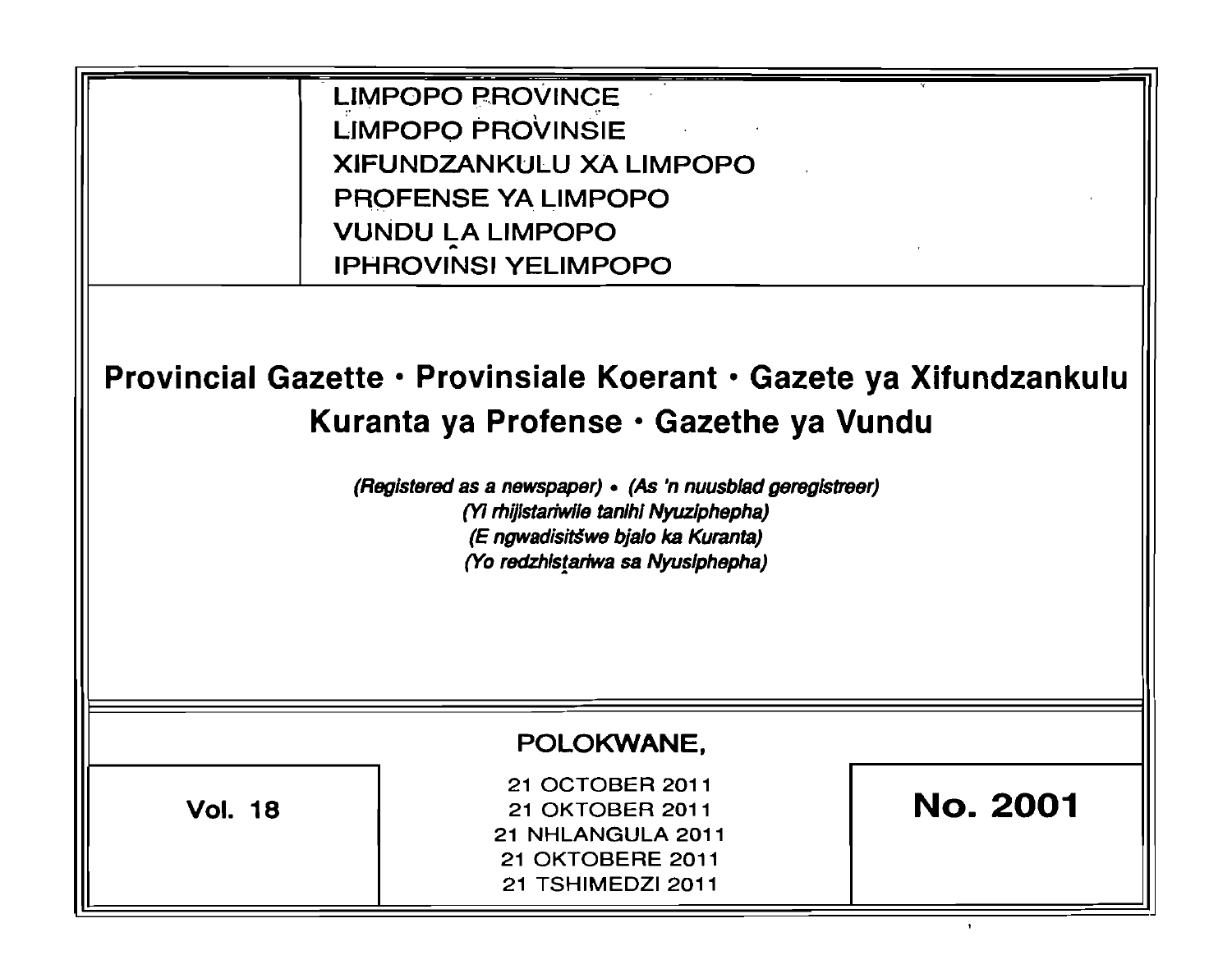LIMPOPO PROVINCE
LIMPOPO PROVINSIE
XIFUNDZANKULU XA LIMPOPO
PROFENSE YA LIMPOPO
VUNDU ḼA LIMPOPO
IPHROVINSI YELIMPOPO

# Provincial Gazette • Provinsiale Koerant • Gazete ya Xifundzankulu Kuranta ya Profense • Gazethe ya Vundu

*(Registered as a newspaper)* • *(As 'n nuusblad geregistreer)*
*(Yi rhijistariwile tanihi Nyuziphepha)*
*(E ngwadisitšwe bjalo ka Kuranta)*
*(Yo redzhisṱariwa sa Nyusiphepha)*

POLOKWANE,

**Vol. 18**

21 OCTOBER 2011
21 OKTOBER 2011
21 NHLANGULA 2011
21 OKTOBERE 2011
21 TSHIMEDZI 2011

**No. 2001**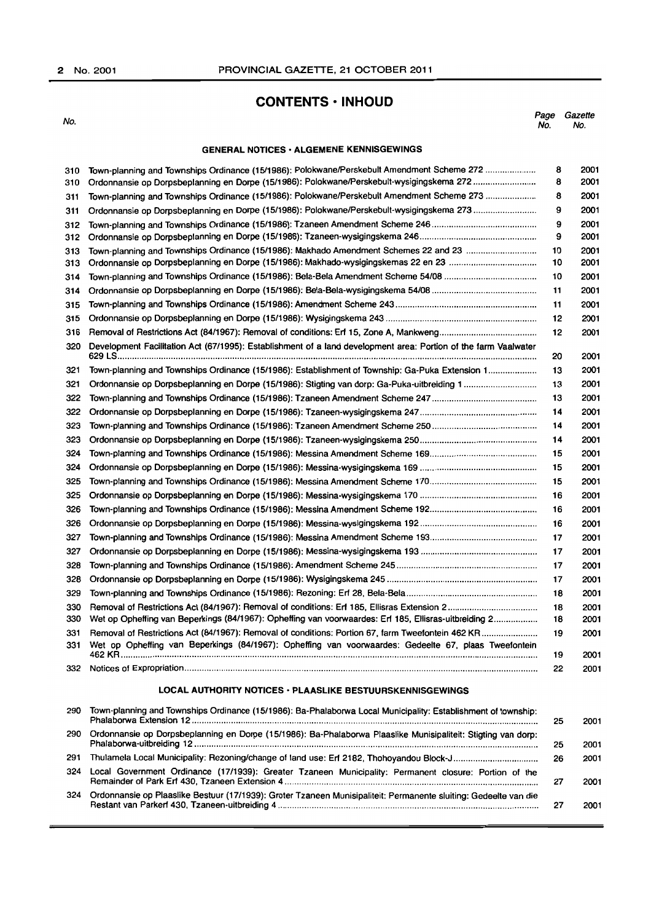# CONTENTS · INHOUD

| No. | | Page No. | Gazette No. |
|---|---|---|---|
| | **GENERAL NOTICES · ALGEMENE KENNISGEWINGS** | | |
| 310 | Town-planning and Townships Ordinance (15/1986): Polokwane/Perskebult Amendment Scheme 272 | 8 | 2001 |
| 310 | Ordonnansie op Dorpsbeplanning en Dorpe (15/1986): Polokwane/Perskebult-wysigingskema 272 | 8 | 2001 |
| 311 | Town-planning and Townships Ordinance (15/1986): Polokwane/Perskebult Amendment Scheme 273 | 8 | 2001 |
| 311 | Ordonnansie op Dorpsbeplanning en Dorpe (15/1986): Polokwane/Perskebult-wysigingskema 273 | 9 | 2001 |
| 312 | Town-planning and Townships Ordinance (15/1986): Tzaneen Amendment Scheme 246 | 9 | 2001 |
| 312 | Ordonnansie op Dorpsbeplanning en Dorpe (15/1986): Tzaneen-wysigingskema 246 | 9 | 2001 |
| 313 | Town-planning and Townships Ordinance (15/1986): Makhado Amendment Schemes 22 and 23 | 10 | 2001 |
| 313 | Ordonnansie op Dorpsbeplanning en Dorpe (15/1986): Makhado-wysigingskemas 22 en 23 | 10 | 2001 |
| 314 | Town-planning and Townships Ordinance (15/1986): Bela-Bela Amendment Scheme 54/08 | 10 | 2001 |
| 314 | Ordonnansie op Dorpsbeplanning en Dorpe (15/1986): Bela-Bela-wysigingskema 54/08 | 11 | 2001 |
| 315 | Town-planning and Townships Ordinance (15/1986): Amendment Scheme 243 | 11 | 2001 |
| 315 | Ordonnansie op Dorpsbeplanning en Dorpe (15/1986): Wysigingskema 243 | 12 | 2001 |
| 316 | Removal of Restrictions Act (84/1967): Removal of conditions: Erf 15, Zone A, Mankweng | 12 | 2001 |
| 320 | Development Facilitation Act (67/1995): Establishment of a land development area: Portion of the farm Vaalwater 629 LS | 20 | 2001 |
| 321 | Town-planning and Townships Ordinance (15/1986): Establishment of Township: Ga-Puka Extension 1 | 13 | 2001 |
| 321 | Ordonnansie op Dorpsbeplanning en Dorpe (15/1986): Stigting van dorp: Ga-Puka-uitbreiding 1 | 13 | 2001 |
| 322 | Town-planning and Townships Ordinance (15/1986): Tzaneen Amendment Scheme 247 | 13 | 2001 |
| 322 | Ordonnansie op Dorpsbeplanning en Dorpe (15/1986): Tzaneen-wysigingskema 247 | 14 | 2001 |
| 323 | Town-planning and Townships Ordinance (15/1986): Tzaneen Amendment Scheme 250 | 14 | 2001 |
| 323 | Ordonnansie op Dorpsbeplanning en Dorpe (15/1986): Tzaneen-wysigingskema 250 | 14 | 2001 |
| 324 | Town-planning and Townships Ordinance (15/1986): Messina Amendment Scheme 169 | 15 | 2001 |
| 324 | Ordonnansie op Dorpsbeplanning en Dorpe (15/1986): Messina-wysigingskema 169 | 15 | 2001 |
| 325 | Town-planning and Townships Ordinance (15/1986): Messina Amendment Scheme 170 | 15 | 2001 |
| 325 | Ordonnansie op Dorpsbeplanning en Dorpe (15/1986): Messina-wysigingskema 170 | 16 | 2001 |
| 326 | Town-planning and Townships Ordinance (15/1986): Messina Amendment Scheme 192 | 16 | 2001 |
| 326 | Ordonnansie op Dorpsbeplanning en Dorpe (15/1986): Messina-wysigingskema 192 | 16 | 2001 |
| 327 | Town-planning and Townships Ordinance (15/1986): Messina Amendment Scheme 193 | 17 | 2001 |
| 327 | Ordonnansie op Dorpsbeplanning en Dorpe (15/1986): Messina-wysigingskema 193 | 17 | 2001 |
| 328 | Town-planning and Townships Ordinance (15/1986): Amendment Scheme 245 | 17 | 2001 |
| 328 | Ordonnansie op Dorpsbeplanning en Dorpe (15/1986): Wysigingskema 245 | 17 | 2001 |
| 329 | Town-planning and Townships Ordinance (15/1986): Rezoning: Erf 28, Bela-Bela | 18 | 2001 |
| 330 | Removal of Restrictions Act (84/1967): Removal of conditions: Erf 185, Ellisras Extension 2 | 18 | 2001 |
| 330 | Wet op Opheffing van Beperkings (84/1967): Opheffing van voorwaardes: Erf 185, Ellisras-uitbreiding 2 | 18 | 2001 |
| 331 | Removal of Restrictions Act (84/1967): Removal of conditions: Portion 67, farm Tweefontein 462 KR | 19 | 2001 |
| 331 | Wet op Opheffing van Beperkings (84/1967): Opheffing van voorwaardes: Gedeelte 67, plaas Tweefontein 462 KR | 19 | 2001 |
| 332 | Notices of Expropriation | 22 | 2001 |
| | **LOCAL AUTHORITY NOTICES · PLAASLIKE BESTUURSKENNISGEWINGS** | | |
| 290 | Town-planning and Townships Ordinance (15/1986): Ba-Phalaborwa Local Municipality: Establishment of township: Phalaborwa Extension 12 | 25 | 2001 |
| 290 | Ordonnansie op Dorpsbeplanning en Dorpe (15/1986): Ba-Phalaborwa Plaaslike Munisipaliteit: Stigting van dorp: Phalaborwa-uitbreiding 12 | 25 | 2001 |
| 291 | Thulamela Local Municipality: Rezoning/change of land use: Erf 2182, Thohoyandou Block-J | 26 | 2001 |
| 324 | Local Government Ordinance (17/1939): Greater Tzaneen Municipality: Permanent closure: Portion of the Remainder of Park Erf 430, Tzaneen Extension 4 | 27 | 2001 |
| 324 | Ordonnansie op Plaaslike Bestuur (17/1939): Groter Tzaneen Munisipaliteit: Permanente sluiting: Gedeelte van die Restant van Parkerf 430, Tzaneen-uitbreiding 4 | 27 | 2001 |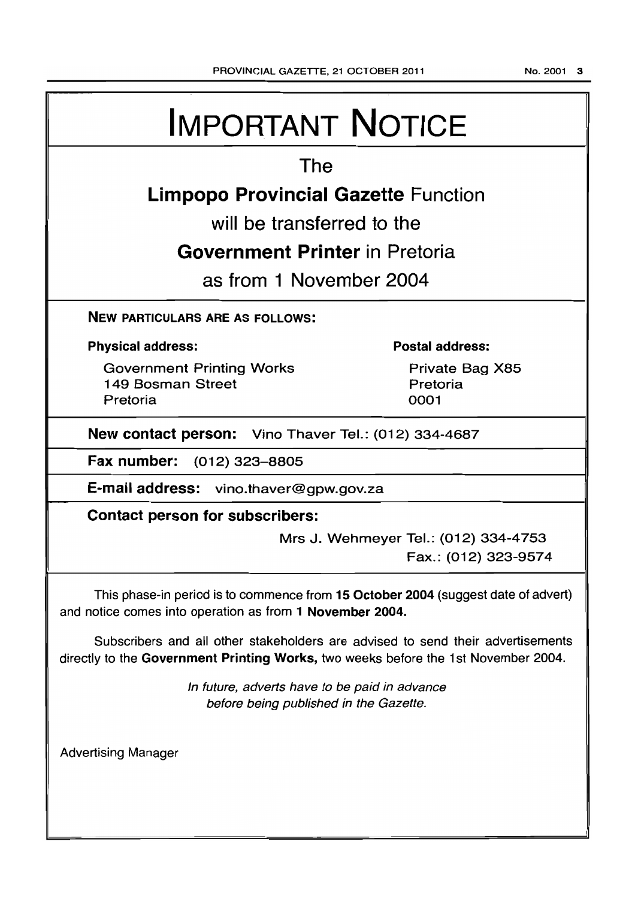# IMPORTANT NOTICE

## The

## **Limpopo Provincial Gazette** Function

## will be transferred to the

## **Government Printer** in Pretoria

## as from 1 November 2004

**NEW PARTICULARS ARE AS FOLLOWS:**

**Physical address:**

Government Printing Works
149 Bosman Street
Pretoria

**Postal address:**

Private Bag X85
Pretoria
0001

**New contact person:** Vino Thaver Tel.: (012) 334-4687

**Fax number:** (012) 323–8805

**E-mail address:** vino.thaver@gpw.gov.za

**Contact person for subscribers:**

Mrs J. Wehmeyer Tel.: (012) 334-4753
Fax.: (012) 323-9574

This phase-in period is to commence from **15 October 2004** (suggest date of advert) and notice comes into operation as from **1 November 2004.**

Subscribers and all other stakeholders are advised to send their advertisements directly to the **Government Printing Works,** two weeks before the 1st November 2004.

*In future, adverts have to be paid in advance before being published in the Gazette.*

Advertising Manager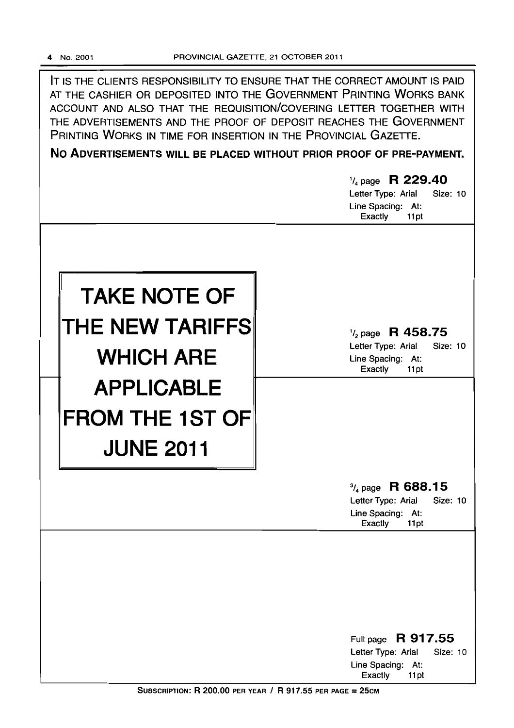IT IS THE CLIENTS RESPONSIBILITY TO ENSURE THAT THE CORRECT AMOUNT IS PAID AT THE CASHIER OR DEPOSITED INTO THE GOVERNMENT PRINTING WORKS BANK ACCOUNT AND ALSO THAT THE REQUISITION/COVERING LETTER TOGETHER WITH THE ADVERTISEMENTS AND THE PROOF OF DEPOSIT REACHES THE GOVERNMENT PRINTING WORKS IN TIME FOR INSERTION IN THE PROVINCIAL GAZETTE.

**NO ADVERTISEMENTS WILL BE PLACED WITHOUT PRIOR PROOF OF PRE-PAYMENT.**

# TAKE NOTE OF THE NEW TARIFFS WHICH ARE APPLICABLE FROM THE 1ST OF JUNE 2011

$^1/_4$ page **R 229.40**
Letter Type: Arial Size: 10
Line Spacing: At: Exactly 11pt

$^1/_2$ page **R 458.75**
Letter Type: Arial Size: 10
Line Spacing: At: Exactly 11pt

$^3/_4$ page **R 688.15**
Letter Type: Arial Size: 10
Line Spacing: At: Exactly 11pt

Full page **R 917.55**
Letter Type: Arial Size: 10
Line Spacing: At: Exactly 11pt

**SUBSCRIPTION: R 200.00 PER YEAR / R 917.55 PER PAGE = 25CM**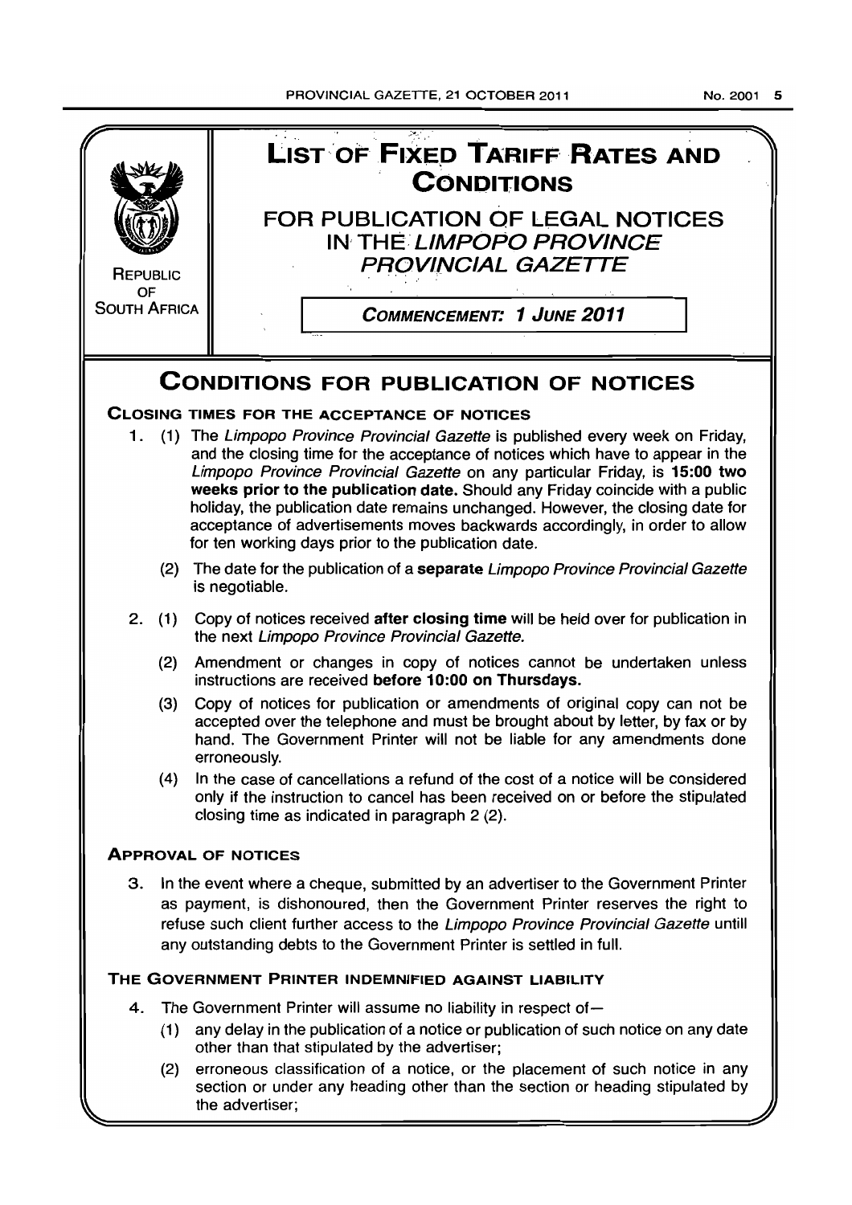REPUBLIC OF SOUTH AFRICA

# LIST OF FIXED TARIFF RATES AND CONDITIONS

## FOR PUBLICATION OF LEGAL NOTICES IN THE *LIMPOPO PROVINCE PROVINCIAL GAZETTE*

***COMMENCEMENT: 1 JUNE 2011***

# CONDITIONS FOR PUBLICATION OF NOTICES

### CLOSING TIMES FOR THE ACCEPTANCE OF NOTICES

1. (1) The *Limpopo Province Provincial Gazette* is published every week on Friday, and the closing time for the acceptance of notices which have to appear in the *Limpopo Province Provincial Gazette* on any particular Friday, is **15:00 two weeks prior to the publication date.** Should any Friday coincide with a public holiday, the publication date remains unchanged. However, the closing date for acceptance of advertisements moves backwards accordingly, in order to allow for ten working days prior to the publication date.

   (2) The date for the publication of a **separate** *Limpopo Province Provincial Gazette* is negotiable.

2. (1) Copy of notices received **after closing time** will be held over for publication in the next *Limpopo Province Provincial Gazette.*

   (2) Amendment or changes in copy of notices cannot be undertaken unless instructions are received **before 10:00 on Thursdays.**

   (3) Copy of notices for publication or amendments of original copy can not be accepted over the telephone and must be brought about by letter, by fax or by hand. The Government Printer will not be liable for any amendments done erroneously.

   (4) In the case of cancellations a refund of the cost of a notice will be considered only if the instruction to cancel has been received on or before the stipulated closing time as indicated in paragraph 2 (2).

### APPROVAL OF NOTICES

3. In the event where a cheque, submitted by an advertiser to the Government Printer as payment, is dishonoured, then the Government Printer reserves the right to refuse such client further access to the *Limpopo Province Provincial Gazette* untill any outstanding debts to the Government Printer is settled in full.

### THE GOVERNMENT PRINTER INDEMNIFIED AGAINST LIABILITY

4. The Government Printer will assume no liability in respect of—

   (1) any delay in the publication of a notice or publication of such notice on any date other than that stipulated by the advertiser;

   (2) erroneous classification of a notice, or the placement of such notice in any section or under any heading other than the section or heading stipulated by the advertiser;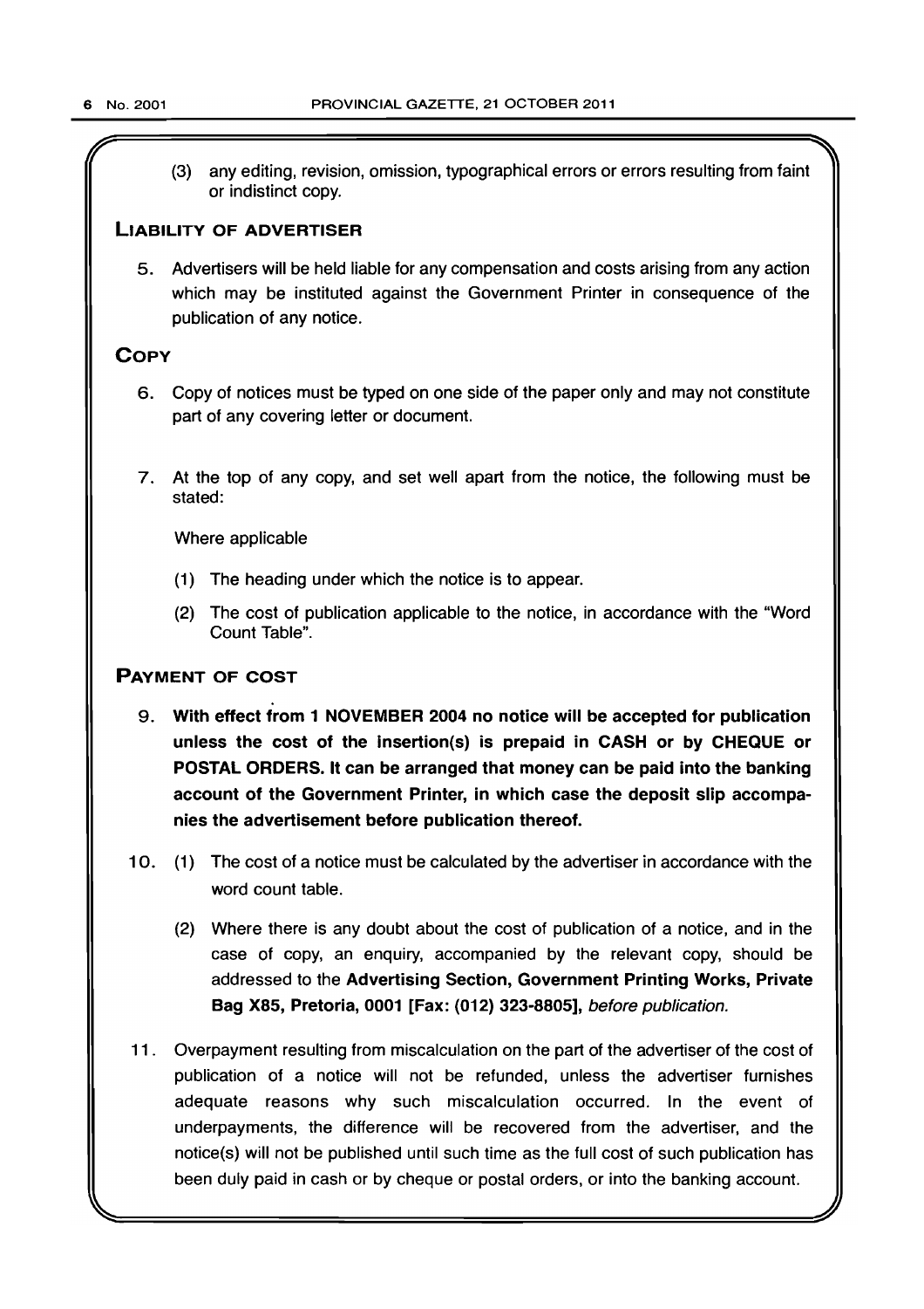(3) any editing, revision, omission, typographical errors or errors resulting from faint or indistinct copy.

## LIABILITY OF ADVERTISER

5. Advertisers will be held liable for any compensation and costs arising from any action which may be instituted against the Government Printer in consequence of the publication of any notice.

## COPY

6. Copy of notices must be typed on one side of the paper only and may not constitute part of any covering letter or document.

7. At the top of any copy, and set well apart from the notice, the following must be stated:

   Where applicable

   (1) The heading under which the notice is to appear.

   (2) The cost of publication applicable to the notice, in accordance with the "Word Count Table".

## PAYMENT OF COST

9. **With effect from 1 NOVEMBER 2004 no notice will be accepted for publication unless the cost of the insertion(s) is prepaid in CASH or by CHEQUE or POSTAL ORDERS. It can be arranged that money can be paid into the banking account of the Government Printer, in which case the deposit slip accompanies the advertisement before publication thereof.**

10. (1) The cost of a notice must be calculated by the advertiser in accordance with the word count table.

    (2) Where there is any doubt about the cost of publication of a notice, and in the case of copy, an enquiry, accompanied by the relevant copy, should be addressed to the **Advertising Section, Government Printing Works, Private Bag X85, Pretoria, 0001 [Fax: (012) 323-8805],** *before publication.*

11. Overpayment resulting from miscalculation on the part of the advertiser of the cost of publication of a notice will not be refunded, unless the advertiser furnishes adequate reasons why such miscalculation occurred. In the event of underpayments, the difference will be recovered from the advertiser, and the notice(s) will not be published until such time as the full cost of such publication has been duly paid in cash or by cheque or postal orders, or into the banking account.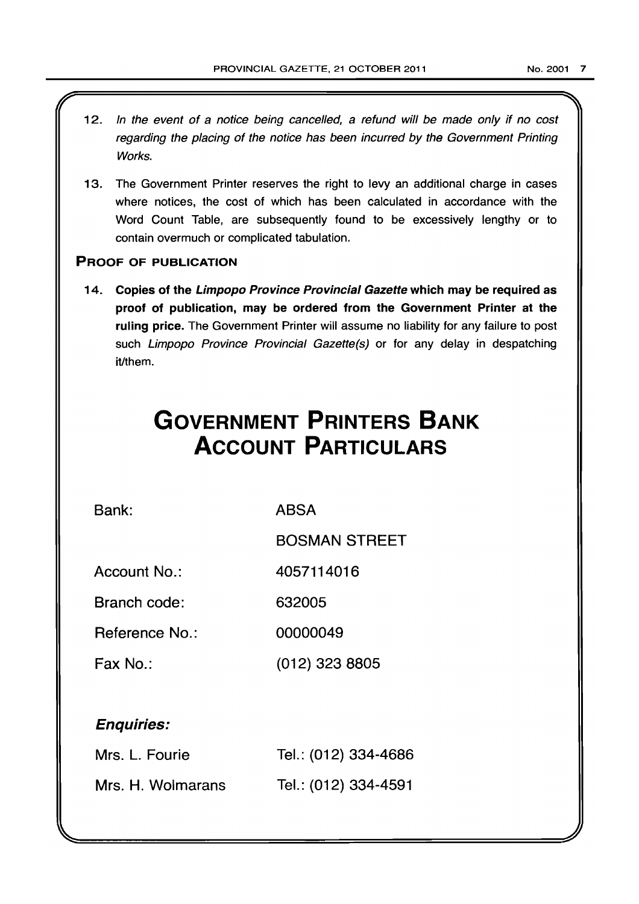12. *In the event of a notice being cancelled, a refund will be made only if no cost regarding the placing of the notice has been incurred by the Government Printing Works.*

13. The Government Printer reserves the right to levy an additional charge in cases where notices, the cost of which has been calculated in accordance with the Word Count Table, are subsequently found to be excessively lengthy or to contain overmuch or complicated tabulation.

### PROOF OF PUBLICATION

14. **Copies of the *Limpopo Province Provincial Gazette* which may be required as proof of publication, may be ordered from the Government Printer at the ruling price.** The Government Printer will assume no liability for any failure to post such *Limpopo Province Provincial Gazette(s)* or for any delay in despatching it/them.

# GOVERNMENT PRINTERS BANK ACCOUNT PARTICULARS

| | |
|---|---|
| Bank: | ABSA |
| | BOSMAN STREET |
| Account No.: | 4057114016 |
| Branch code: | 632005 |
| Reference No.: | 00000049 |
| Fax No.: | (012) 323 8805 |

***Enquiries:***

| | |
|---|---|
| Mrs. L. Fourie | Tel.: (012) 334-4686 |
| Mrs. H. Wolmarans | Tel.: (012) 334-4591 |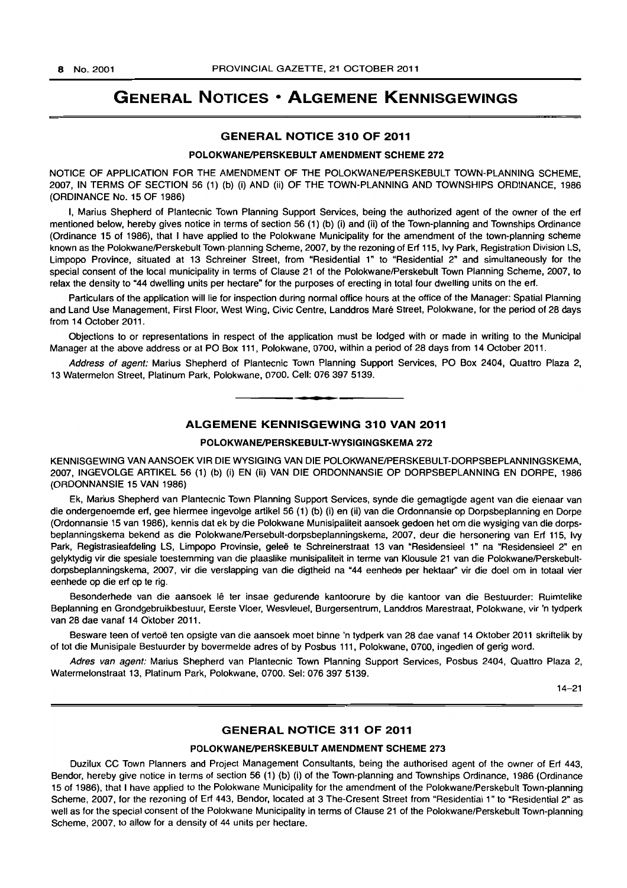# GENERAL NOTICES • ALGEMENE KENNISGEWINGS

## GENERAL NOTICE 310 OF 2011

### POLOKWANE/PERSKEBULT AMENDMENT SCHEME 272

NOTICE OF APPLICATION FOR THE AMENDMENT OF THE POLOKWANE/PERSKEBULT TOWN-PLANNING SCHEME, 2007, IN TERMS OF SECTION 56 (1) (b) (i) AND (ii) OF THE TOWN-PLANNING AND TOWNSHIPS ORDINANCE, 1986 (ORDINANCE No. 15 OF 1986)

I, Marius Shepherd of Plantecnic Town Planning Support Services, being the authorized agent of the owner of the erf mentioned below, hereby gives notice in terms of section 56 (1) (b) (i) and (ii) of the Town-planning and Townships Ordinance (Ordinance 15 of 1986), that I have applied to the Polokwane Municipality for the amendment of the town-planning scheme known as the Polokwane/Perskebult Town-planning Scheme, 2007, by the rezoning of Erf 115, Ivy Park, Registration Division LS, Limpopo Province, situated at 13 Schreiner Street, from "Residential 1" to "Residential 2" and simultaneously for the special consent of the local municipality in terms of Clause 21 of the Polokwane/Perskebult Town Planning Scheme, 2007, to relax the density to "44 dwelling units per hectare" for the purposes of erecting in total four dwelling units on the erf.

Particulars of the application will lie for inspection during normal office hours at the office of the Manager: Spatial Planning and Land Use Management, First Floor, West Wing, Civic Centre, Landdros Maré Street, Polokwane, for the period of 28 days from 14 October 2011.

Objections to or representations in respect of the application must be lodged with or made in writing to the Municipal Manager at the above address or at PO Box 111, Polokwane, 0700, within a period of 28 days from 14 October 2011.

*Address of agent:* Marius Shepherd of Plantecnic Town Planning Support Services, PO Box 2404, Quattro Plaza 2, 13 Watermelon Street, Platinum Park, Polokwane, 0700. Cell: 076 397 5139.

---

## ALGEMENE KENNISGEWING 310 VAN 2011

### POLOKWANE/PERSKEBULT-WYSIGINGSKEMA 272

KENNISGEWING VAN AANSOEK VIR DIE WYSIGING VAN DIE POLOKWANE/PERSKEBULT-DORPSBEPLANNINGSKEMA, 2007, INGEVOLGE ARTIKEL 56 (1) (b) (i) EN (ii) VAN DIE ORDONNANSIE OP DORPSBEPLANNING EN DORPE, 1986 (ORDONNANSIE 15 VAN 1986)

Ek, Marius Shepherd van Plantecnic Town Planning Support Services, synde die gemagtigde agent van die eienaar van die ondergenoemde erf, gee hiermee ingevolge artikel 56 (1) (b) (i) en (ii) van die Ordonnansie op Dorpsbeplanning en Dorpe (Ordonnansie 15 van 1986), kennis dat ek by die Polokwane Munisipaliteit aansoek gedoen het om die wysiging van die dorpsbeplanningskema bekend as die Polokwane/Persebult-dorpsbeplanningskema, 2007, deur die hersonering van Erf 115, Ivy Park, Registrasieafdeling LS, Limpopo Provinsie, geleë te Schreinerstraat 13 van "Residensieel 1" na "Residensieel 2" en gelyktydig vir die spesiale toestemming van die plaaslike munisipaliteit in terme van Klousule 21 van die Polokwane/Perskebult-dorpsbeplanningskema, 2007, vir die verslapping van die digtheid na "44 eenhede per hektaar" vir die doel om in totaal vier eenhede op die erf op te rig.

Besonderhede van die aansoek lê ter insae gedurende kantoorure by die kantoor van die Bestuurder: Ruimtelike Beplanning en Grondgebruikbestuur, Eerste Vloer, Wesvleuel, Burgersentrum, Landdros Marestraat, Polokwane, vir 'n tydperk van 28 dae vanaf 14 Oktober 2011.

Besware teen of vertoë ten opsigte van die aansoek moet binne 'n tydperk van 28 dae vanaf 14 Oktober 2011 skriftelik by of tot die Munisipale Bestuurder by bovermelde adres of by Posbus 111, Polokwane, 0700, ingedien of gerig word.

*Adres van agent:* Marius Shepherd van Plantecnic Town Planning Support Services, Posbus 2404, Quattro Plaza 2, Watermelonstraat 13, Platinum Park, Polokwane, 0700. Sel: 076 397 5139.

14–21

---

## GENERAL NOTICE 311 OF 2011

### POLOKWANE/PERSKEBULT AMENDMENT SCHEME 273

Duzilux CC Town Planners and Project Management Consultants, being the authorised agent of the owner of Erf 443, Bendor, hereby give notice in terms of section 56 (1) (b) (i) of the Town-planning and Townships Ordinance, 1986 (Ordinance 15 of 1986), that I have applied to the Polokwane Municipality for the amendment of the Polokwane/Perskebult Town-planning Scheme, 2007, for the rezoning of Erf 443, Bendor, located at 3 The-Cresent Street from "Residential 1" to "Residential 2" as well as for the special consent of the Polokwane Municipality in terms of Clause 21 of the Polokwane/Perskebult Town-planning Scheme, 2007, to allow for a density of 44 units per hectare.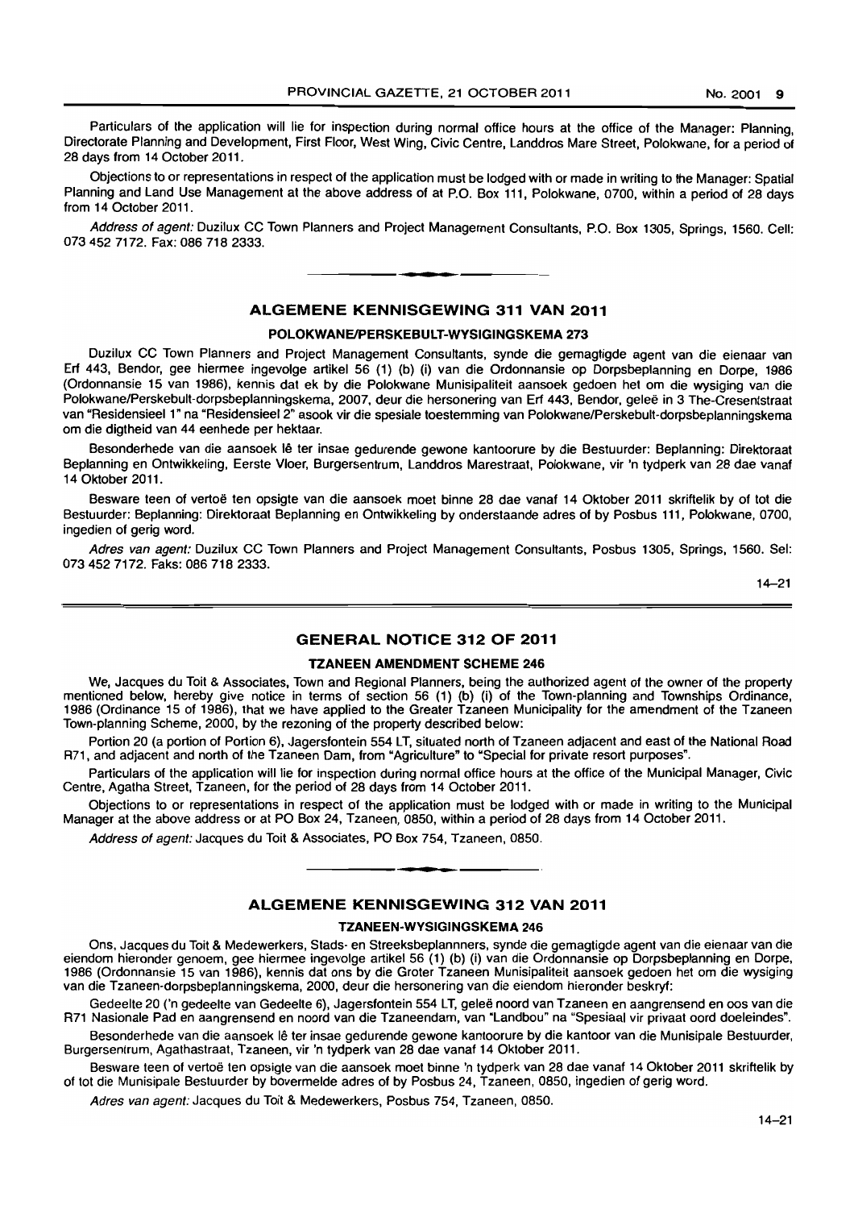Particulars of the application will lie for inspection during normal office hours at the office of the Manager: Planning, Directorate Planning and Development, First Floor, West Wing, Civic Centre, Landdros Mare Street, Polokwane, for a period of 28 days from 14 October 2011.

Objections to or representations in respect of the application must be lodged with or made in writing to the Manager: Spatial Planning and Land Use Management at the above address of at P.O. Box 111, Polokwane, 0700, within a period of 28 days from 14 October 2011.

*Address of agent:* Duzilux CC Town Planners and Project Management Consultants, P.O. Box 1305, Springs, 1560. Cell: 073 452 7172. Fax: 086 718 2333.

## ALGEMENE KENNISGEWING 311 VAN 2011

### POLOKWANE/PERSKEBULT-WYSIGINGSKEMA 273

Duzilux CC Town Planners and Project Management Consultants, synde die gemagtigde agent van die eienaar van Erf 443, Bendor, gee hiermee ingevolge artikel 56 (1) (b) (i) van die Ordonnansie op Dorpsbeplanning en Dorpe, 1986 (Ordonnansie 15 van 1986), kennis dat ek by die Polokwane Munisipaliteit aansoek gedoen het om die wysiging van die Polokwane/Perskebult-dorpsbeplanningskema, 2007, deur die hersonering van Erf 443, Bendor, geleë in 3 The-Cresentstraat van "Residensieel 1" na "Residensieel 2" asook vir die spesiale toestemming van Polokwane/Perskebult-dorpsbeplanningskema om die digtheid van 44 eenhede per hektaar.

Besonderhede van die aansoek lê ter insae gedurende gewone kantoorure by die Bestuurder: Beplanning: Direktoraat Beplanning en Ontwikkeling, Eerste Vloer, Burgersentrum, Landdros Marestraat, Polokwane, vir 'n tydperk van 28 dae vanaf 14 Oktober 2011.

Besware teen of vertoë ten opsigte van die aansoek moet binne 28 dae vanaf 14 Oktober 2011 skriftelik by of tot die Bestuurder: Beplanning: Direktoraat Beplanning en Ontwikkeling by onderstaande adres of by Posbus 111, Polokwane, 0700, ingedien of gerig word.

*Adres van agent:* Duzilux CC Town Planners and Project Management Consultants, Posbus 1305, Springs, 1560. Sel: 073 452 7172. Faks: 086 718 2333.

14–21

## GENERAL NOTICE 312 OF 2011

### TZANEEN AMENDMENT SCHEME 246

We, Jacques du Toit & Associates, Town and Regional Planners, being the authorized agent of the owner of the property mentioned below, hereby give notice in terms of section 56 (1) (b) (i) of the Town-planning and Townships Ordinance, 1986 (Ordinance 15 of 1986), that we have applied to the Greater Tzaneen Municipality for the amendment of the Tzaneen Town-planning Scheme, 2000, by the rezoning of the property described below:

Portion 20 (a portion of Portion 6), Jagersfontein 554 LT, situated north of Tzaneen adjacent and east of the National Road R71, and adjacent and north of the Tzaneen Dam, from "Agriculture" to "Special for private resort purposes".

Particulars of the application will lie for inspection during normal office hours at the office of the Municipal Manager, Civic Centre, Agatha Street, Tzaneen, for the period of 28 days from 14 October 2011.

Objections to or representations in respect of the application must be lodged with or made in writing to the Municipal Manager at the above address or at PO Box 24, Tzaneen, 0850, within a period of 28 days from 14 October 2011.

*Address of agent:* Jacques du Toit & Associates, PO Box 754, Tzaneen, 0850.

## ALGEMENE KENNISGEWING 312 VAN 2011

### TZANEEN-WYSIGINGSKEMA 246

Ons, Jacques du Toit & Medewerkers, Stads- en Streeksbeplannners, synde die gemagtigde agent van die eienaar van die eiendom hieronder genoem, gee hiermee ingevolge artikel 56 (1) (b) (i) van die Ordonnansie op Dorpsbeplanning en Dorpe, 1986 (Ordonnansie 15 van 1986), kennis dat ons by die Groter Tzaneen Munisipaliteit aansoek gedoen het om die wysiging van die Tzaneen-dorpsbeplanningskema, 2000, deur die hersonering van die eiendom hieronder beskryf:

Gedeelte 20 ('n gedeelte van Gedeelte 6), Jagersfontein 554 LT, geleë noord van Tzaneen en aangrensend en oos van die R71 Nasionale Pad en aangrensend en noord van die Tzaneendam, van "Landbou" na "Spesiaal vir privaat oord doeleindes".

Besonderhede van die aansoek lê ter insae gedurende gewone kantoorure by die kantoor van die Munisipale Bestuurder, Burgersentrum, Agathastraat, Tzaneen, vir 'n tydperk van 28 dae vanaf 14 Oktober 2011.

Besware teen of vertoë ten opsigte van die aansoek moet binne 'n tydperk van 28 dae vanaf 14 Oktober 2011 skriftelik by of tot die Munisipale Bestuurder by bovermelde adres of by Posbus 24, Tzaneen, 0850, ingedien of gerig word.

*Adres van agent:* Jacques du Toit & Medewerkers, Posbus 754, Tzaneen, 0850.

14–21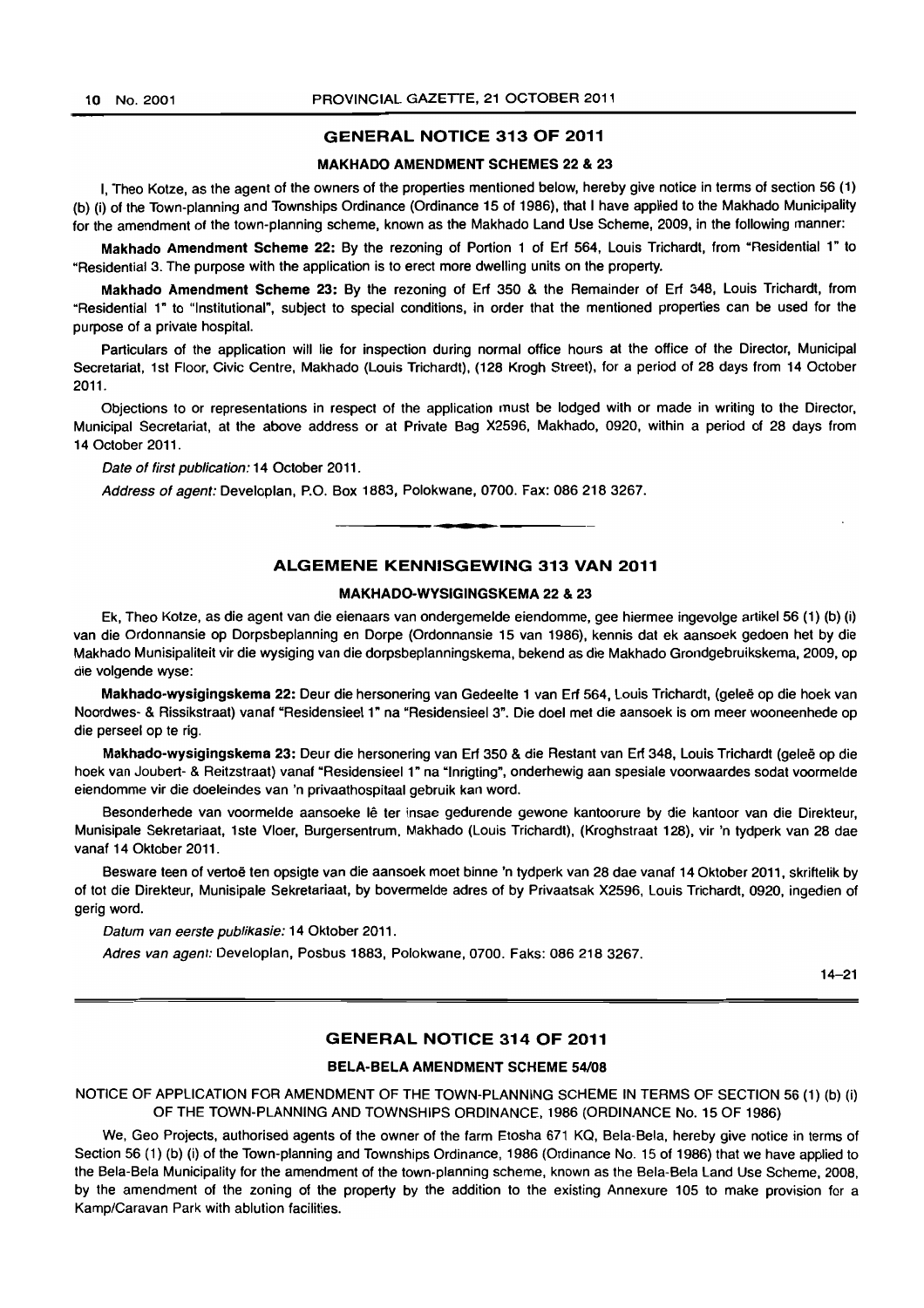## GENERAL NOTICE 313 OF 2011

### MAKHADO AMENDMENT SCHEMES 22 & 23

I, Theo Kotze, as the agent of the owners of the properties mentioned below, hereby give notice in terms of section 56 (1) (b) (i) of the Town-planning and Townships Ordinance (Ordinance 15 of 1986), that I have applied to the Makhado Municipality for the amendment of the town-planning scheme, known as the Makhado Land Use Scheme, 2009, in the following manner:

**Makhado Amendment Scheme 22:** By the rezoning of Portion 1 of Erf 564, Louis Trichardt, from "Residential 1" to "Residential 3. The purpose with the application is to erect more dwelling units on the property.

**Makhado Amendment Scheme 23:** By the rezoning of Erf 350 & the Remainder of Erf 348, Louis Trichardt, from "Residential 1" to "Institutional", subject to special conditions, in order that the mentioned properties can be used for the purpose of a private hospital.

Particulars of the application will lie for inspection during normal office hours at the office of the Director, Municipal Secretariat, 1st Floor, Civic Centre, Makhado (Louis Trichardt), (128 Krogh Street), for a period of 28 days from 14 October 2011.

Objections to or representations in respect of the application must be lodged with or made in writing to the Director, Municipal Secretariat, at the above address or at Private Bag X2596, Makhado, 0920, within a period of 28 days from 14 October 2011.

*Date of first publication:* 14 October 2011.

*Address of agent:* Developlan, P.O. Box 1883, Polokwane, 0700. Fax: 086 218 3267.

---

## ALGEMENE KENNISGEWING 313 VAN 2011

### MAKHADO-WYSIGINGSKEMA 22 & 23

Ek, Theo Kotze, as die agent van die eienaars van ondergemelde eiendomme, gee hiermee ingevolge artikel 56 (1) (b) (i) van die Ordonnansie op Dorpsbeplanning en Dorpe (Ordonnansie 15 van 1986), kennis dat ek aansoek gedoen het by die Makhado Munisipaliteit vir die wysiging van die dorpsbeplanningskema, bekend as die Makhado Grondgebruikskema, 2009, op die volgende wyse:

**Makhado-wysigingskema 22:** Deur die hersonering van Gedeelte 1 van Erf 564, Louis Trichardt, (geleë op die hoek van Noordwes- & Rissikstraat) vanaf "Residensieel 1" na "Residensieel 3". Die doel met die aansoek is om meer wooneenhede op die perseel op te rig.

**Makhado-wysigingskema 23:** Deur die hersonering van Erf 350 & die Restant van Erf 348, Louis Trichardt (geleë op die hoek van Joubert- & Reitzstraat) vanaf "Residensieel 1" na "Inrigting", onderhewig aan spesiale voorwaardes sodat voormelde eiendomme vir die doeleindes van 'n privaathospitaal gebruik kan word.

Besonderhede van voormelde aansoeke lê ter insae gedurende gewone kantoorure by die kantoor van die Direkteur, Munisipale Sekretariaat, 1ste Vloer, Burgersentrum, Makhado (Louis Trichardt), (Kroghstraat 128), vir 'n tydperk van 28 dae vanaf 14 Oktober 2011.

Besware teen of vertoë ten opsigte van die aansoek moet binne 'n tydperk van 28 dae vanaf 14 Oktober 2011, skriftelik by of tot die Direkteur, Munisipale Sekretariaat, by bovermelde adres of by Privaatsak X2596, Louis Trichardt, 0920, ingedien of gerig word.

*Datum van eerste publikasie:* 14 Oktober 2011.

*Adres van agent:* Developlan, Posbus 1883, Polokwane, 0700. Faks: 086 218 3267.

14–21

---

## GENERAL NOTICE 314 OF 2011

### BELA-BELA AMENDMENT SCHEME 54/08

NOTICE OF APPLICATION FOR AMENDMENT OF THE TOWN-PLANNING SCHEME IN TERMS OF SECTION 56 (1) (b) (i) OF THE TOWN-PLANNING AND TOWNSHIPS ORDINANCE, 1986 (ORDINANCE No. 15 OF 1986)

We, Geo Projects, authorised agents of the owner of the farm Etosha 671 KQ, Bela-Bela, hereby give notice in terms of Section 56 (1) (b) (i) of the Town-planning and Townships Ordinance, 1986 (Ordinance No. 15 of 1986) that we have applied to the Bela-Bela Municipality for the amendment of the town-planning scheme, known as the Bela-Bela Land Use Scheme, 2008, by the amendment of the zoning of the property by the addition to the existing Annexure 105 to make provision for a Kamp/Caravan Park with ablution facilities.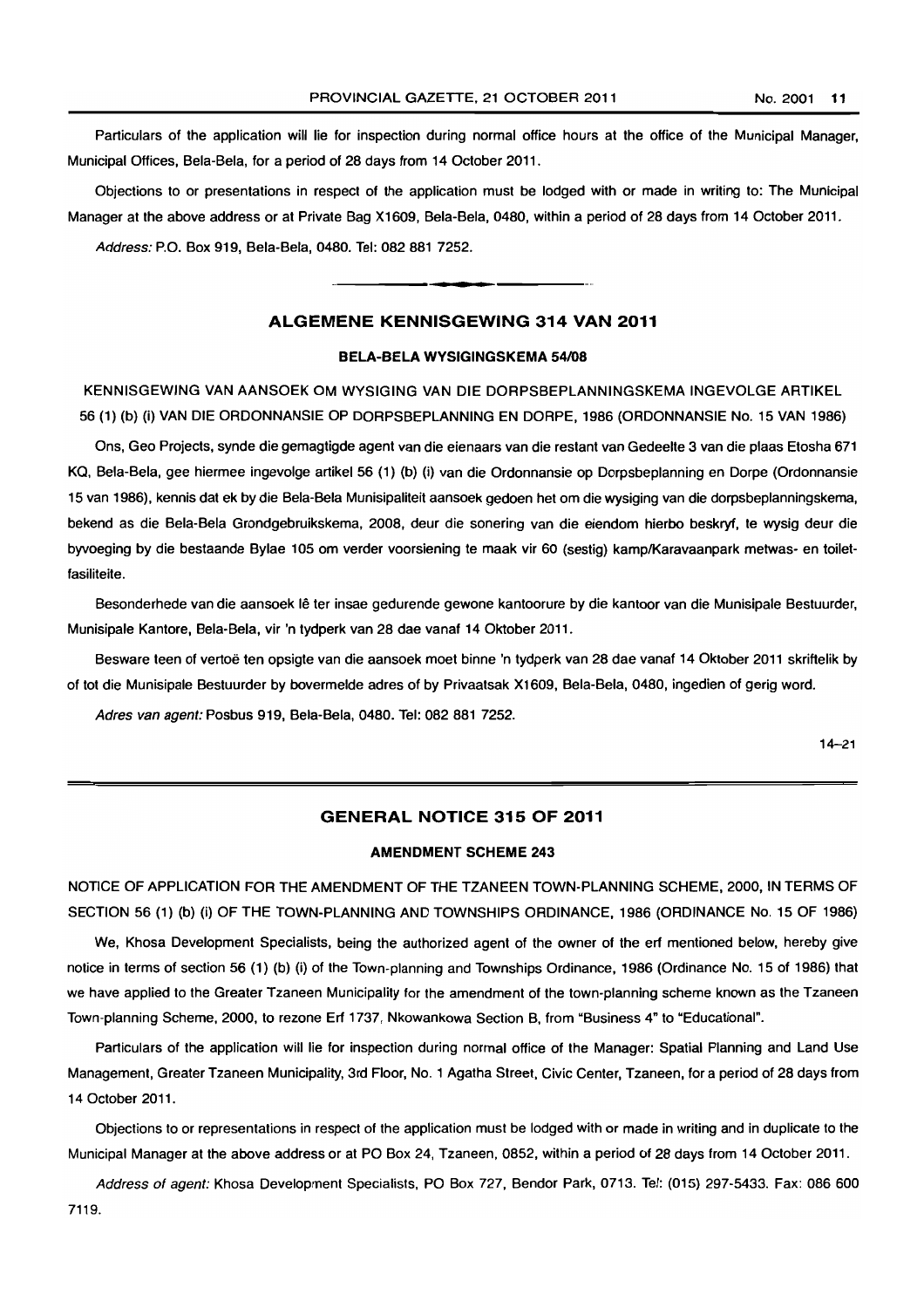Particulars of the application will lie for inspection during normal office hours at the office of the Municipal Manager, Municipal Offices, Bela-Bela, for a period of 28 days from 14 October 2011.

Objections to or presentations in respect of the application must be lodged with or made in writing to: The Municipal Manager at the above address or at Private Bag X1609, Bela-Bela, 0480, within a period of 28 days from 14 October 2011.

*Address:* P.O. Box 919, Bela-Bela, 0480. Tel: 082 881 7252.

## ALGEMENE KENNISGEWING 314 VAN 2011

### BELA-BELA WYSIGINGSKEMA 54/08

KENNISGEWING VAN AANSOEK OM WYSIGING VAN DIE DORPSBEPLANNINGSKEMA INGEVOLGE ARTIKEL 56 (1) (b) (i) VAN DIE ORDONNANSIE OP DORPSBEPLANNING EN DORPE, 1986 (ORDONNANSIE No. 15 VAN 1986)

Ons, Geo Projects, synde die gemagtigde agent van die eienaars van die restant van Gedeelte 3 van die plaas Etosha 671 KQ, Bela-Bela, gee hiermee ingevolge artikel 56 (1) (b) (i) van die Ordonnansie op Dorpsbeplanning en Dorpe (Ordonnansie 15 van 1986), kennis dat ek by die Bela-Bela Munisipaliteit aansoek gedoen het om die wysiging van die dorpsbeplanningskema, bekend as die Bela-Bela Grondgebruikskema, 2008, deur die sonering van die eiendom hierbo beskryf, te wysig deur die byvoeging by die bestaande Bylae 105 om verder voorsiening te maak vir 60 (sestig) kamp/Karavaanpark metwas- en toiletfasiliteite.

Besonderhede van die aansoek lê ter insae gedurende gewone kantoorure by die kantoor van die Munisipale Bestuurder, Munisipale Kantore, Bela-Bela, vir 'n tydperk van 28 dae vanaf 14 Oktober 2011.

Besware teen of vertoë ten opsigte van die aansoek moet binne 'n tydperk van 28 dae vanaf 14 Oktober 2011 skriftelik by of tot die Munisipale Bestuurder by bovermelde adres of by Privaatsak X1609, Bela-Bela, 0480, ingedien of gerig word.

*Adres van agent:* Posbus 919, Bela-Bela, 0480. Tel: 082 881 7252.

14–21

## GENERAL NOTICE 315 OF 2011

### AMENDMENT SCHEME 243

NOTICE OF APPLICATION FOR THE AMENDMENT OF THE TZANEEN TOWN-PLANNING SCHEME, 2000, IN TERMS OF SECTION 56 (1) (b) (i) OF THE TOWN-PLANNING AND TOWNSHIPS ORDINANCE, 1986 (ORDINANCE No. 15 OF 1986)

We, Khosa Development Specialists, being the authorized agent of the owner of the erf mentioned below, hereby give notice in terms of section 56 (1) (b) (i) of the Town-planning and Townships Ordinance, 1986 (Ordinance No. 15 of 1986) that we have applied to the Greater Tzaneen Municipality for the amendment of the town-planning scheme known as the Tzaneen Town-planning Scheme, 2000, to rezone Erf 1737, Nkowankowa Section B, from "Business 4" to "Educational".

Particulars of the application will lie for inspection during normal office of the Manager: Spatial Planning and Land Use Management, Greater Tzaneen Municipality, 3rd Floor, No. 1 Agatha Street, Civic Center, Tzaneen, for a period of 28 days from 14 October 2011.

Objections to or representations in respect of the application must be lodged with or made in writing and in duplicate to the Municipal Manager at the above address or at PO Box 24, Tzaneen, 0852, within a period of 28 days from 14 October 2011.

*Address of agent:* Khosa Development Specialists, PO Box 727, Bendor Park, 0713. Tel: (015) 297-5433. Fax: 086 600 7119.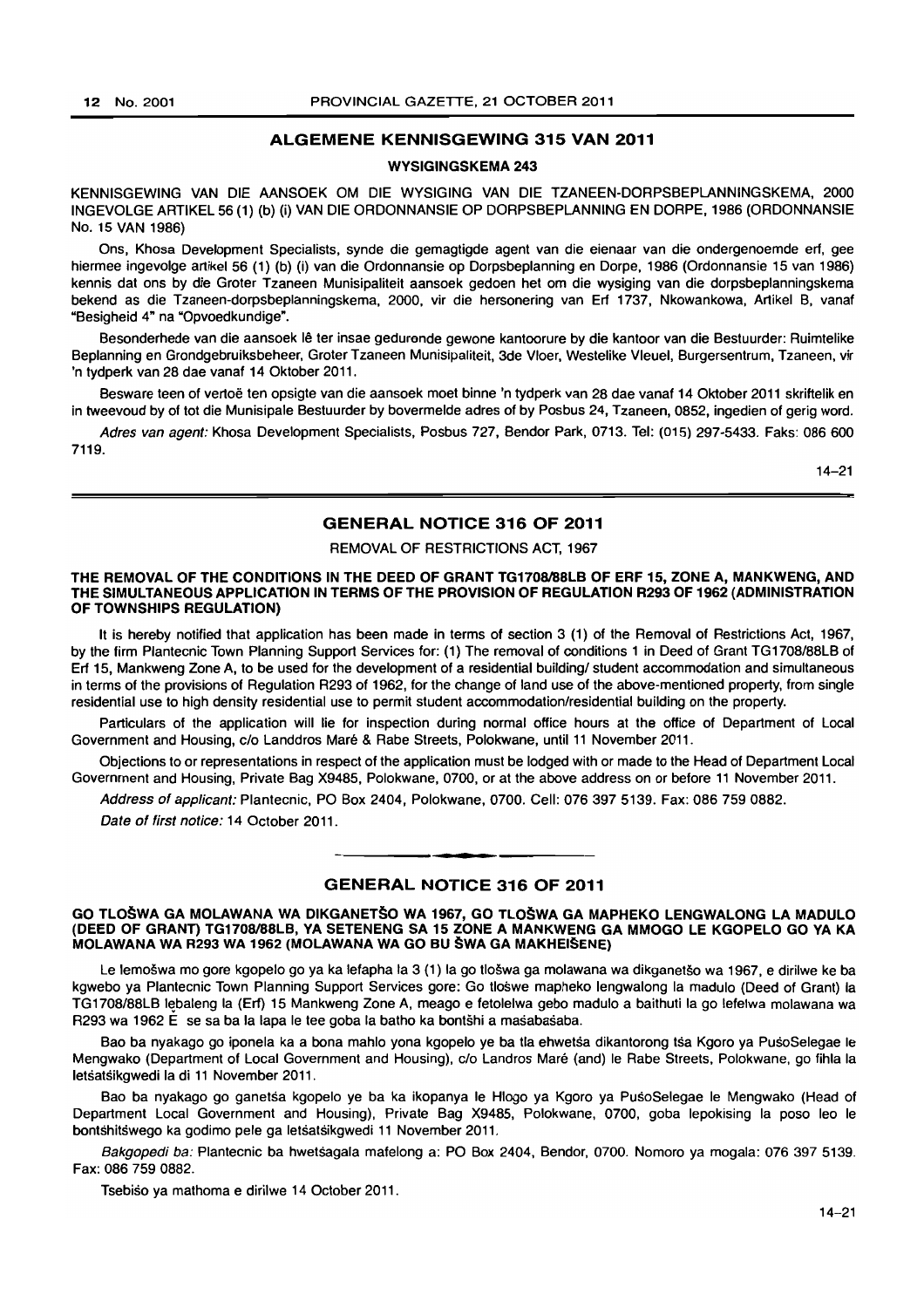## ALGEMENE KENNISGEWING 315 VAN 2011

### WYSIGINGSKEMA 243

KENNISGEWING VAN DIE AANSOEK OM DIE WYSIGING VAN DIE TZANEEN-DORPSBEPLANNINGSKEMA, 2000 INGEVOLGE ARTIKEL 56 (1) (b) (i) VAN DIE ORDONNANSIE OP DORPSBEPLANNING EN DORPE, 1986 (ORDONNANSIE No. 15 VAN 1986)

Ons, Khosa Development Specialists, synde die gemagtigde agent van die eienaar van die ondergenoemde erf, gee hiermee ingevolge artikel 56 (1) (b) (i) van die Ordonnansie op Dorpsbeplanning en Dorpe, 1986 (Ordonnansie 15 van 1986) kennis dat ons by die Groter Tzaneen Munisipaliteit aansoek gedoen het om die wysiging van die dorpsbeplanningskema bekend as die Tzaneen-dorpsbeplanningskema, 2000, vir die hersonering van Erf 1737, Nkowankowa, Artikel B, vanaf "Besigheid 4" na "Opvoedkundige".

Besonderhede van die aansoek lê ter insae gedurende gewone kantoorure by die kantoor van die Bestuurder: Ruimtelike Beplanning en Grondgebruiksbeheer, Groter Tzaneen Munisipaliteit, 3de Vloer, Westelike Vleuel, Burgersentrum, Tzaneen, vir 'n tydperk van 28 dae vanaf 14 Oktober 2011.

Besware teen of vertoë ten opsigte van die aansoek moet binne 'n tydperk van 28 dae vanaf 14 Oktober 2011 skriftelik en in tweevoud by of tot die Munisipale Bestuurder by bovermelde adres of by Posbus 24, Tzaneen, 0852, ingedien of gerig word.

*Adres van agent:* Khosa Development Specialists, Posbus 727, Bendor Park, 0713. Tel: (015) 297-5433. Faks: 086 600 7119.

14–21

---

## GENERAL NOTICE 316 OF 2011

REMOVAL OF RESTRICTIONS ACT, 1967

**THE REMOVAL OF THE CONDITIONS IN THE DEED OF GRANT TG1708/88LB OF ERF 15, ZONE A, MANKWENG, AND THE SIMULTANEOUS APPLICATION IN TERMS OF THE PROVISION OF REGULATION R293 OF 1962 (ADMINISTRATION OF TOWNSHIPS REGULATION)**

It is hereby notified that application has been made in terms of section 3 (1) of the Removal of Restrictions Act, 1967, by the firm Plantecnic Town Planning Support Services for: (1) The removal of conditions 1 in Deed of Grant TG1708/88LB of Erf 15, Mankweng Zone A, to be used for the development of a residential building/ student accommodation and simultaneous in terms of the provisions of Regulation R293 of 1962, for the change of land use of the above-mentioned property, from single residential use to high density residential use to permit student accommodation/residential building on the property.

Particulars of the application will lie for inspection during normal office hours at the office of Department of Local Government and Housing, c/o Landdros Maré & Rabe Streets, Polokwane, until 11 November 2011.

Objections to or representations in respect of the application must be lodged with or made to the Head of Department Local Government and Housing, Private Bag X9485, Polokwane, 0700, or at the above address on or before 11 November 2011.

*Address of applicant:* Plantecnic, PO Box 2404, Polokwane, 0700. Cell: 076 397 5139. Fax: 086 759 0882.

*Date of first notice:* 14 October 2011.

---

## GENERAL NOTICE 316 OF 2011

**GO TLOŠWA GA MOLAWANA WA DIKGANETŠO WA 1967, GO TLOŠWA GA MAPHEKO LENGWALONG LA MADULO (DEED OF GRANT) TG1708/88LB, YA SETENENG SA 15 ZONE A MANKWENG GA MMOGO LE KGOPELO GO YA KA MOLAWANA WA R293 WA 1962 (MOLAWANA WA GO BU ŠWA GA MAKHEIŠENE)**

Le lemošwa mo gore kgopelo go ya ka lefapha la 3 (1) la go tlošwa ga molawana wa dikganetšo wa 1967, e dirilwe ke ba kgwebo ya Plantecnic Town Planning Support Services gore: Go tlošwe mapheko lengwalong la madulo (Deed of Grant) la TG1708/88LB lebaleng la (Erf) 15 Mankweng Zone A, meago e fetolelwa gebo madulo a baithuti la go lefelwa molawana wa R293 wa 1962 É se sa ba la lapa le tee goba la batho ka bontšhi a mašabašaba.

Bao ba nyakago go iponela ka a bona mahlo yona kgopelo ye ba tla ehwetša dikantorong tša Kgoro ya PušoSelegae le Mengwako (Department of Local Government and Housing), c/o Landros Maré (and) le Rabe Streets, Polokwane, go fihla la letšatšikgwedi la di 11 November 2011.

Bao ba nyakago go ganetša kgopelo ye ba ka ikopanya le Hlogo ya Kgoro ya PušoSelegae le Mengwako (Head of Department Local Government and Housing), Private Bag X9485, Polokwane, 0700, goba lepokising la poso leo le bontšhitšwego ka godimo pele ga letšatšikgwedi 11 November 2011.

*Bakgopedi ba:* Plantecnic ba hwetšagala mafelong a: PO Box 2404, Bendor, 0700. Nomoro ya mogala: 076 397 5139. Fax: 086 759 0882.

Tsebišo ya mathoma e dirilwe 14 October 2011.

14–21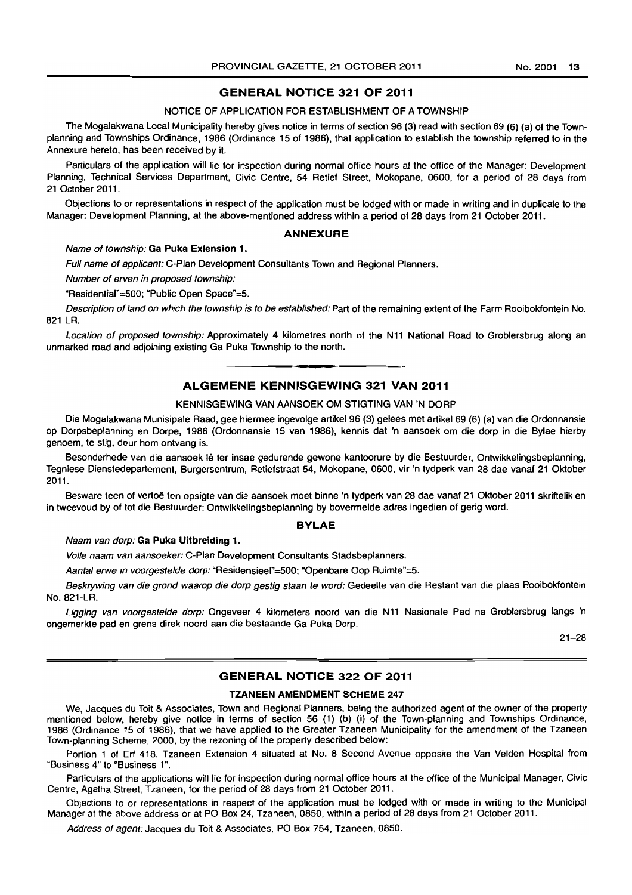## GENERAL NOTICE 321 OF 2011

NOTICE OF APPLICATION FOR ESTABLISHMENT OF A TOWNSHIP

The Mogalakwana Local Municipality hereby gives notice in terms of section 96 (3) read with section 69 (6) (a) of the Town-planning and Townships Ordinance, 1986 (Ordinance 15 of 1986), that application to establish the township referred to in the Annexure hereto, has been received by it.

Particulars of the application will lie for inspection during normal office hours at the office of the Manager: Development Planning, Technical Services Department, Civic Centre, 54 Retief Street, Mokopane, 0600, for a period of 28 days from 21 October 2011.

Objections to or representations in respect of the application must be lodged with or made in writing and in duplicate to the Manager: Development Planning, at the above-mentioned address within a period of 28 days from 21 October 2011.

### ANNEXURE

*Name of township:* **Ga Puka Extension 1.**

*Full name of applicant:* C-Plan Development Consultants Town and Regional Planners.

*Number of erven in proposed township:*

"Residential"=500; "Public Open Space"=5.

*Description of land on which the township is to be established:* Part of the remaining extent of the Farm Rooibokfontein No. 821 LR.

*Location of proposed township:* Approximately 4 kilometres north of the N11 National Road to Groblersbrug along an unmarked road and adjoining existing Ga Puka Township to the north.

---

## ALGEMENE KENNISGEWING 321 VAN 2011

KENNISGEWING VAN AANSOEK OM STIGTING VAN 'N DORP

Die Mogalakwana Munisipale Raad, gee hiermee ingevolge artikel 96 (3) gelees met artikel 69 (6) (a) van die Ordonnansie op Dorpsbeplanning en Dorpe, 1986 (Ordonnansie 15 van 1986), kennis dat 'n aansoek om die dorp in die Bylae hierby genoem, te stig, deur hom ontvang is.

Besonderhede van die aansoek lê ter insae gedurende gewone kantoorure by die Bestuurder, Ontwikkelingsbeplanning, Tegniese Dienstedepartement, Burgersentrum, Retiefstraat 54, Mokopane, 0600, vir 'n tydperk van 28 dae vanaf 21 Oktober 2011.

Besware teen of vertoë ten opsigte van die aansoek moet binne 'n tydperk van 28 dae vanaf 21 Oktober 2011 skriftelik en in tweevoud by of tot die Bestuurder: Ontwikkelingsbeplanning by bovermelde adres ingedien of gerig word.

### BYLAE

*Naam van dorp:* **Ga Puka Uitbreiding 1.**

*Volle naam van aansoeker:* C-Plan Development Consultants Stadsbeplanners.

*Aantal erwe in voorgestelde dorp:* "Residensieel"=500; "Openbare Oop Ruimte"=5.

*Beskrywing van die grond waarop die dorp gestig staan te word:* Gedeelte van die Restant van die plaas Rooibokfontein No. 821-LR.

*Ligging van voorgestelde dorp:* Ongeveer 4 kilometers noord van die N11 Nasionale Pad na Groblersbrug langs 'n ongemerkte pad en grens direk noord aan die bestaande Ga Puka Dorp.

21–28

---

## GENERAL NOTICE 322 OF 2011

**TZANEEN AMENDMENT SCHEME 247**

We, Jacques du Toit & Associates, Town and Regional Planners, being the authorized agent of the owner of the property mentioned below, hereby give notice in terms of section 56 (1) (b) (i) of the Town-planning and Townships Ordinance, 1986 (Ordinance 15 of 1986), that we have applied to the Greater Tzaneen Municipality for the amendment of the Tzaneen Town-planning Scheme, 2000, by the rezoning of the property described below:

Portion 1 of Erf 418, Tzaneen Extension 4 situated at No. 8 Second Avenue opposite the Van Velden Hospital from "Business 4" to "Business 1".

Particulars of the applications will lie for inspection during normal office hours at the office of the Municipal Manager, Civic Centre, Agatha Street, Tzaneen, for the period of 28 days from 21 October 2011.

Objections to or representations in respect of the application must be lodged with or made in writing to the Municipal Manager at the above address or at PO Box 24, Tzaneen, 0850, within a period of 28 days from 21 October 2011.

*Address of agent:* Jacques du Toit & Associates, PO Box 754, Tzaneen, 0850.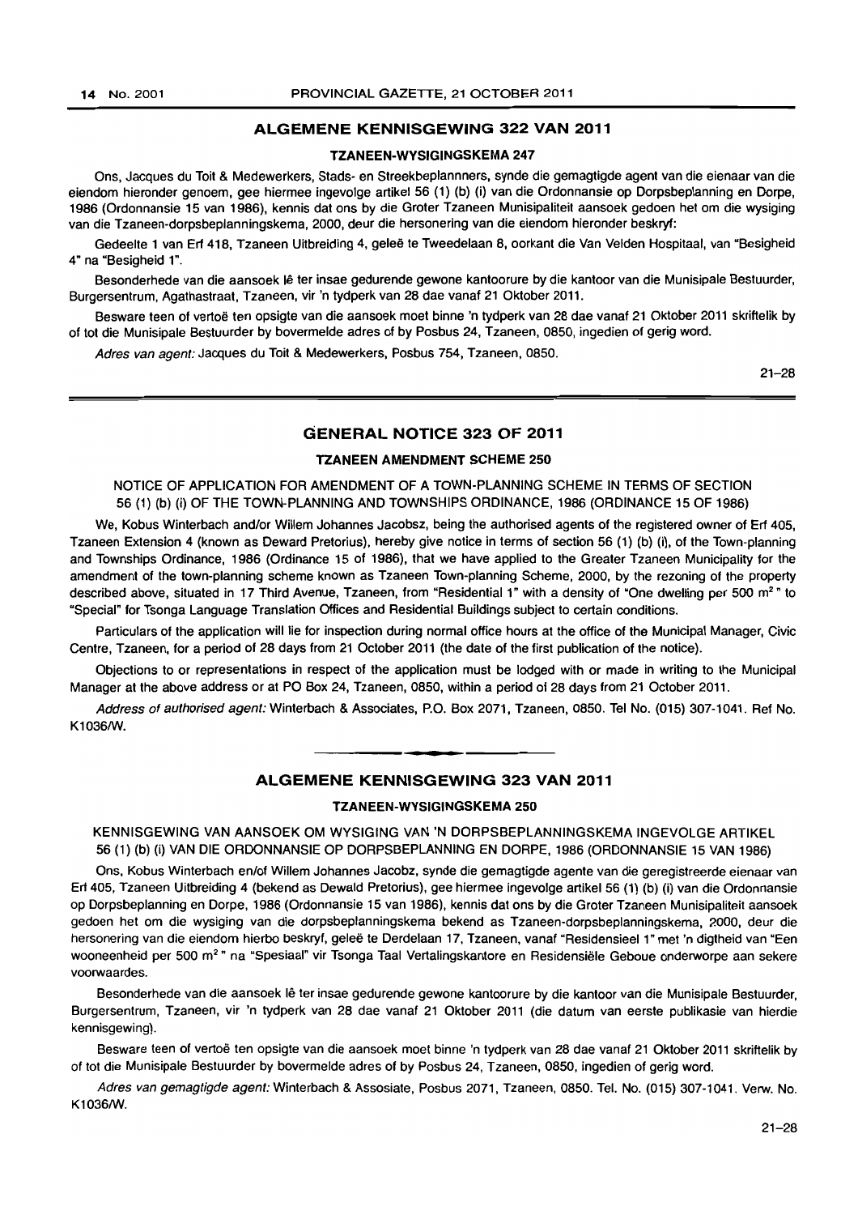## ALGEMENE KENNISGEWING 322 VAN 2011

### TZANEEN-WYSIGINGSKEMA 247

Ons, Jacques du Toit & Medewerkers, Stads- en Streekbeplannners, synde die gemagtigde agent van die eienaar van die eiendom hieronder genoem, gee hiermee ingevolge artikel 56 (1) (b) (i) van die Ordonnansie op Dorpsbeplanning en Dorpe, 1986 (Ordonnansie 15 van 1986), kennis dat ons by die Groter Tzaneen Munisipaliteit aansoek gedoen het om die wysiging van die Tzaneen-dorpsbeplanningskema, 2000, deur die hersonering van die eiendom hieronder beskryf:

Gedeelte 1 van Erf 418, Tzaneen Uitbreiding 4, geleë te Tweedelaan 8, oorkant die Van Velden Hospitaal, van "Besigheid 4" na "Besigheid 1".

Besonderhede van die aansoek lê ter insae gedurende gewone kantoorure by die kantoor van die Munisipale Bestuurder, Burgersentrum, Agathastraat, Tzaneen, vir 'n tydperk van 28 dae vanaf 21 Oktober 2011.

Besware teen of vertoë ten opsigte van die aansoek moet binne 'n tydperk van 28 dae vanaf 21 Oktober 2011 skriftelik by of tot die Munisipale Bestuurder by bovermelde adres of by Posbus 24, Tzaneen, 0850, ingedien of gerig word.

*Adres van agent:* Jacques du Toit & Medewerkers, Posbus 754, Tzaneen, 0850.

21–28

---

## GENERAL NOTICE 323 OF 2011

### TZANEEN AMENDMENT SCHEME 250

NOTICE OF APPLICATION FOR AMENDMENT OF A TOWN-PLANNING SCHEME IN TERMS OF SECTION 56 (1) (b) (i) OF THE TOWN-PLANNING AND TOWNSHIPS ORDINANCE, 1986 (ORDINANCE 15 OF 1986)

We, Kobus Winterbach and/or Willem Johannes Jacobsz, being the authorised agents of the registered owner of Erf 405, Tzaneen Extension 4 (known as Deward Pretorius), hereby give notice in terms of section 56 (1) (b) (i), of the Town-planning and Townships Ordinance, 1986 (Ordinance 15 of 1986), that we have applied to the Greater Tzaneen Municipality for the amendment of the town-planning scheme known as Tzaneen Town-planning Scheme, 2000, by the rezoning of the property described above, situated in 17 Third Avenue, Tzaneen, from "Residential 1" with a density of "One dwelling per 500 m$^2$" to "Special" for Tsonga Language Translation Offices and Residential Buildings subject to certain conditions.

Particulars of the application will lie for inspection during normal office hours at the office of the Municipal Manager, Civic Centre, Tzaneen, for a period of 28 days from 21 October 2011 (the date of the first publication of the notice).

Objections to or representations in respect of the application must be lodged with or made in writing to the Municipal Manager at the above address or at PO Box 24, Tzaneen, 0850, within a period of 28 days from 21 October 2011.

*Address of authorised agent:* Winterbach & Associates, P.O. Box 2071, Tzaneen, 0850. Tel No. (015) 307-1041. Ref No. K1036/W.

---

## ALGEMENE KENNISGEWING 323 VAN 2011

### TZANEEN-WYSIGINGSKEMA 250

KENNISGEWING VAN AANSOEK OM WYSIGING VAN 'N DORPSBEPLANNINGSKEMA INGEVOLGE ARTIKEL 56 (1) (b) (i) VAN DIE ORDONNANSIE OP DORPSBEPLANNING EN DORPE, 1986 (ORDONNANSIE 15 VAN 1986)

Ons, Kobus Winterbach en/of Willem Johannes Jacobz, synde die gemagtigde agente van die geregistreerde eienaar van Erf 405, Tzaneen Uitbreiding 4 (bekend as Dewald Pretorius), gee hiermee ingevolge artikel 56 (1) (b) (i) van die Ordonnansie op Dorpsbeplanning en Dorpe, 1986 (Ordonnansie 15 van 1986), kennis dat ons by die Groter Tzaneen Munisipaliteit aansoek gedoen het om die wysiging van die dorpsbeplanningskema bekend as Tzaneen-dorpsbeplanningskema, 2000, deur die hersonering van die eiendom hierbo beskryf, geleë te Derdelaan 17, Tzaneen, vanaf "Residensieel 1" met 'n digtheid van "Een wooneenheid per 500 m$^2$" na "Spesiaal" vir Tsonga Taal Vertalingskantore en Residensiële Geboue onderworpe aan sekere voorwaardes.

Besonderhede van die aansoek lê ter insae gedurende gewone kantoorure by die kantoor van die Munisipale Bestuurder, Burgersentrum, Tzaneen, vir 'n tydperk van 28 dae vanaf 21 Oktober 2011 (die datum van eerste publikasie van hierdie kennisgewing).

Besware teen of vertoë ten opsigte van die aansoek moet binne 'n tydperk van 28 dae vanaf 21 Oktober 2011 skriftelik by of tot die Munisipale Bestuurder by bovermelde adres of by Posbus 24, Tzaneen, 0850, ingedien of gerig word.

*Adres van gemagtigde agent:* Winterbach & Assosiate, Posbus 2071, Tzaneen, 0850. Tel. No. (015) 307-1041. Verw. No. K1036/W.

21–28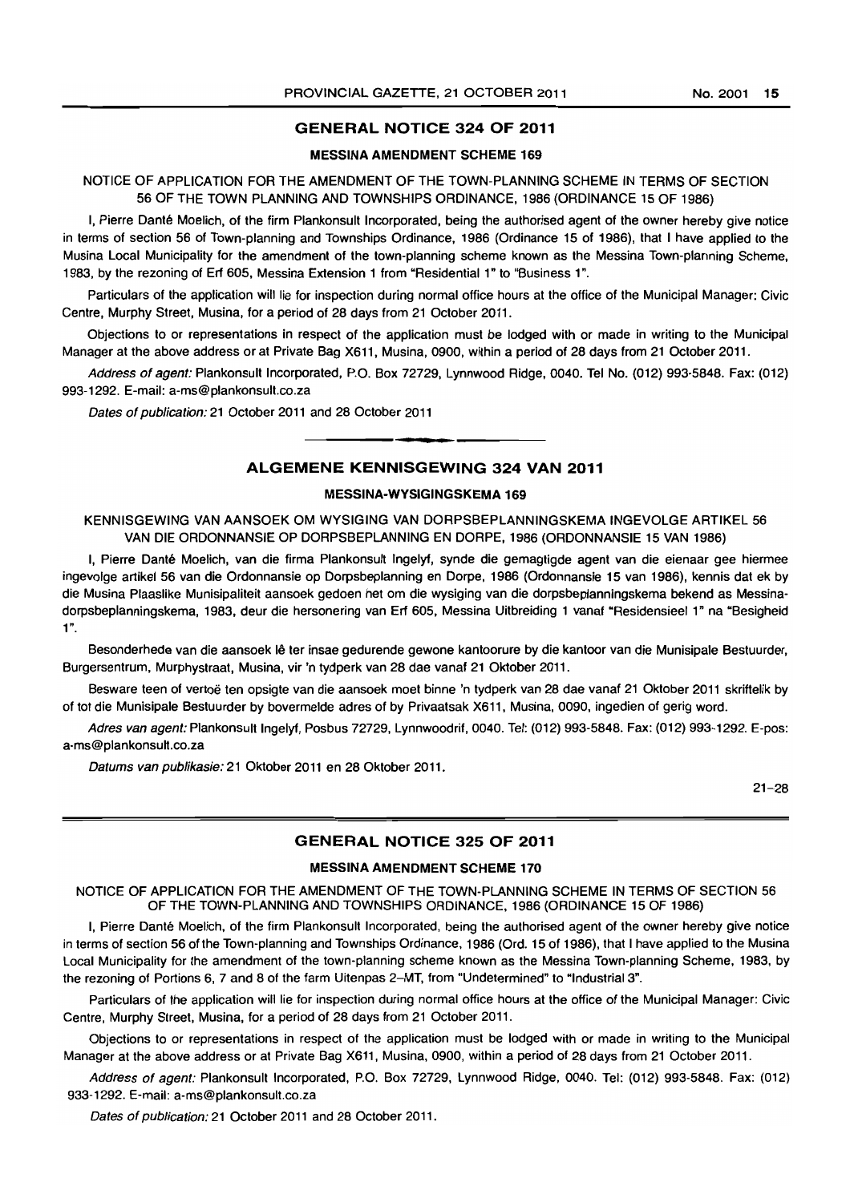## GENERAL NOTICE 324 OF 2011

### MESSINA AMENDMENT SCHEME 169

NOTICE OF APPLICATION FOR THE AMENDMENT OF THE TOWN-PLANNING SCHEME IN TERMS OF SECTION 56 OF THE TOWN PLANNING AND TOWNSHIPS ORDINANCE, 1986 (ORDINANCE 15 OF 1986)

I, Pierre Danté Moelich, of the firm Plankonsult Incorporated, being the authorised agent of the owner hereby give notice in terms of section 56 of Town-planning and Townships Ordinance, 1986 (Ordinance 15 of 1986), that I have applied to the Musina Local Municipality for the amendment of the town-planning scheme known as the Messina Town-planning Scheme, 1983, by the rezoning of Erf 605, Messina Extension 1 from "Residential 1" to "Business 1".

Particulars of the application will lie for inspection during normal office hours at the office of the Municipal Manager: Civic Centre, Murphy Street, Musina, for a period of 28 days from 21 October 2011.

Objections to or representations in respect of the application must be lodged with or made in writing to the Municipal Manager at the above address or at Private Bag X611, Musina, 0900, within a period of 28 days from 21 October 2011.

*Address of agent:* Plankonsult Incorporated, P.O. Box 72729, Lynnwood Ridge, 0040. Tel No. (012) 993-5848. Fax: (012) 993-1292. E-mail: a-ms@plankonsult.co.za

*Dates of publication:* 21 October 2011 and 28 October 2011

## ALGEMENE KENNISGEWING 324 VAN 2011

### MESSINA-WYSIGINGSKEMA 169

KENNISGEWING VAN AANSOEK OM WYSIGING VAN DORPSBEPLANNINGSKEMA INGEVOLGE ARTIKEL 56 VAN DIE ORDONNANSIE OP DORPSBEPLANNING EN DORPE, 1986 (ORDONNANSIE 15 VAN 1986)

I, Pierre Danté Moelich, van die firma Plankonsult Ingelyf, synde die gemagtigde agent van die eienaar gee hiermee ingevolge artikel 56 van die Ordonnansie op Dorpsbeplanning en Dorpe, 1986 (Ordonnansie 15 van 1986), kennis dat ek by die Musina Plaaslike Munisipaliteit aansoek gedoen het om die wysiging van die dorpsbeplanningskema bekend as Messina-dorpsbeplanningskema, 1983, deur die hersonering van Erf 605, Messina Uitbreiding 1 vanaf "Residensieel 1" na "Besigheid 1".

Besonderhede van die aansoek lê ter insae gedurende gewone kantoorure by die kantoor van die Munisipale Bestuurder, Burgersentrum, Murphystraat, Musina, vir 'n tydperk van 28 dae vanaf 21 Oktober 2011.

Besware teen of vertoë ten opsigte van die aansoek moet binne 'n tydperk van 28 dae vanaf 21 Oktober 2011 skriftelik by of tot die Munisipale Bestuurder by bovermelde adres of by Privaatsak X611, Musina, 0090, ingedien of gerig word.

*Adres van agent:* Plankonsult Ingelyf, Posbus 72729, Lynnwoodrif, 0040. Tel: (012) 993-5848. Fax: (012) 993-1292. E-pos: a-ms@plankonsult.co.za

*Datums van publikasie:* 21 Oktober 2011 en 28 Oktober 2011.

21–28

## GENERAL NOTICE 325 OF 2011

### MESSINA AMENDMENT SCHEME 170

NOTICE OF APPLICATION FOR THE AMENDMENT OF THE TOWN-PLANNING SCHEME IN TERMS OF SECTION 56 OF THE TOWN-PLANNING AND TOWNSHIPS ORDINANCE, 1986 (ORDINANCE 15 OF 1986)

I, Pierre Danté Moelich, of the firm Plankonsult Incorporated, being the authorised agent of the owner hereby give notice in terms of section 56 of the Town-planning and Townships Ordinance, 1986 (Ord. 15 of 1986), that I have applied to the Musina Local Municipality for the amendment of the town-planning scheme known as the Messina Town-planning Scheme, 1983, by the rezoning of Portions 6, 7 and 8 of the farm Uitenpas 2–MT, from "Undetermined" to "Industrial 3".

Particulars of the application will lie for inspection during normal office hours at the office of the Municipal Manager: Civic Centre, Murphy Street, Musina, for a period of 28 days from 21 October 2011.

Objections to or representations in respect of the application must be lodged with or made in writing to the Municipal Manager at the above address or at Private Bag X611, Musina, 0900, within a period of 28 days from 21 October 2011.

*Address of agent:* Plankonsult Incorporated, P.O. Box 72729, Lynnwood Ridge, 0040. Tel: (012) 993-5848. Fax: (012) 933-1292. E-mail: a-ms@plankonsult.co.za

*Dates of publication:* 21 October 2011 and 28 October 2011.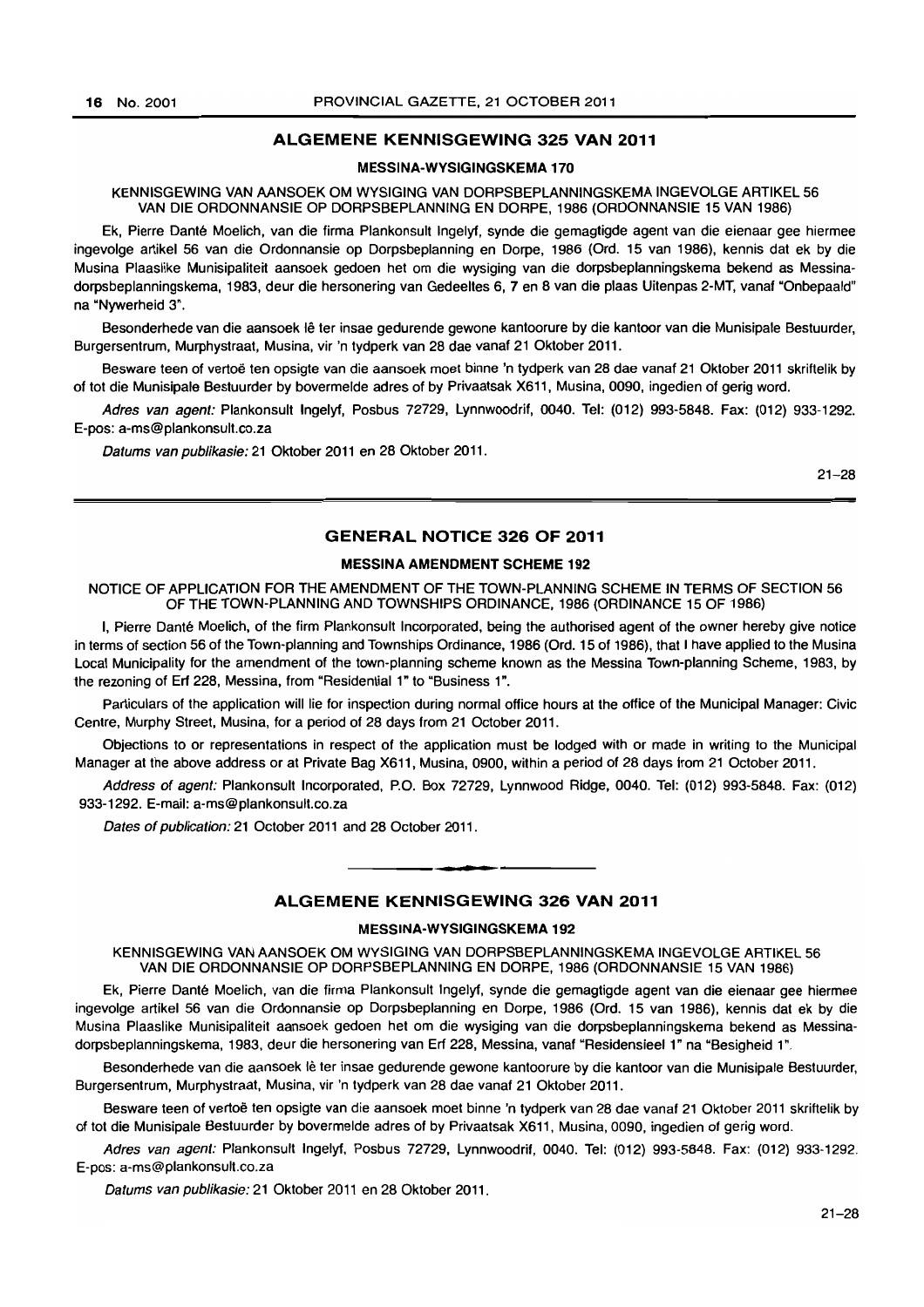## ALGEMENE KENNISGEWING 325 VAN 2011

### MESSINA-WYSIGINGSKEMA 170

KENNISGEWING VAN AANSOEK OM WYSIGING VAN DORPSBEPLANNINGSKEMA INGEVOLGE ARTIKEL 56 VAN DIE ORDONNANSIE OP DORPSBEPLANNING EN DORPE, 1986 (ORDONNANSIE 15 VAN 1986)

Ek, Pierre Danté Moelich, van die firma Plankonsult Ingelyf, synde die gemagtigde agent van die eienaar gee hiermee ingevolge artikel 56 van die Ordonnansie op Dorpsbeplanning en Dorpe, 1986 (Ord. 15 van 1986), kennis dat ek by die Musina Plaaslike Munisipaliteit aansoek gedoen het om die wysiging van die dorpsbeplanningskema bekend as Messina-dorpsbeplanningskema, 1983, deur die hersonering van Gedeeltes 6, 7 en 8 van die plaas Uitenpas 2-MT, vanaf "Onbepaald" na "Nywerheid 3".

Besonderhede van die aansoek lê ter insae gedurende gewone kantoorure by die kantoor van die Munisipale Bestuurder, Burgersentrum, Murphystraat, Musina, vir 'n tydperk van 28 dae vanaf 21 Oktober 2011.

Besware teen of vertoë ten opsigte van die aansoek moet binne 'n tydperk van 28 dae vanaf 21 Oktober 2011 skriftelik by of tot die Munisipale Bestuurder by bovermelde adres of by Privaatsak X611, Musina, 0090, ingedien of gerig word.

*Adres van agent:* Plankonsult Ingelyf, Posbus 72729, Lynnwoodrif, 0040. Tel: (012) 993-5848. Fax: (012) 933-1292. E-pos: a-ms@plankonsult.co.za

*Datums van publikasie:* 21 Oktober 2011 en 28 Oktober 2011.

21–28

## GENERAL NOTICE 326 OF 2011

### MESSINA AMENDMENT SCHEME 192

NOTICE OF APPLICATION FOR THE AMENDMENT OF THE TOWN-PLANNING SCHEME IN TERMS OF SECTION 56 OF THE TOWN-PLANNING AND TOWNSHIPS ORDINANCE, 1986 (ORDINANCE 15 OF 1986)

I, Pierre Danté Moelich, of the firm Plankonsult Incorporated, being the authorised agent of the owner hereby give notice in terms of section 56 of the Town-planning and Townships Ordinance, 1986 (Ord. 15 of 1986), that I have applied to the Musina Local Municipality for the amendment of the town-planning scheme known as the Messina Town-planning Scheme, 1983, by the rezoning of Erf 228, Messina, from "Residential 1" to "Business 1".

Particulars of the application will lie for inspection during normal office hours at the office of the Municipal Manager: Civic Centre, Murphy Street, Musina, for a period of 28 days from 21 October 2011.

Objections to or representations in respect of the application must be lodged with or made in writing to the Municipal Manager at the above address or at Private Bag X611, Musina, 0900, within a period of 28 days from 21 October 2011.

*Address of agent:* Plankonsult Incorporated, P.O. Box 72729, Lynnwood Ridge, 0040. Tel: (012) 993-5848. Fax: (012) 933-1292. E-mail: a-ms@plankonsult.co.za

*Dates of publication:* 21 October 2011 and 28 October 2011.

## ALGEMENE KENNISGEWING 326 VAN 2011

### MESSINA-WYSIGINGSKEMA 192

KENNISGEWING VAN AANSOEK OM WYSIGING VAN DORPSBEPLANNINGSKEMA INGEVOLGE ARTIKEL 56 VAN DIE ORDONNANSIE OP DORPSBEPLANNING EN DORPE, 1986 (ORDONNANSIE 15 VAN 1986)

Ek, Pierre Danté Moelich, van die firma Plankonsult Ingelyf, synde die gemagtigde agent van die eienaar gee hiermee ingevolge artikel 56 van die Ordonnansie op Dorpsbeplanning en Dorpe, 1986 (Ord. 15 van 1986), kennis dat ek by die Musina Plaaslike Munisipaliteit aansoek gedoen het om die wysiging van die dorpsbeplanningskema bekend as Messina-dorpsbeplanningskema, 1983, deur die hersonering van Erf 228, Messina, vanaf "Residensieel 1" na "Besigheid 1".

Besonderhede van die aansoek lê ter insae gedurende gewone kantoorure by die kantoor van die Munisipale Bestuurder, Burgersentrum, Murphystraat, Musina, vir 'n tydperk van 28 dae vanaf 21 Oktober 2011.

Besware teen of vertoë ten opsigte van die aansoek moet binne 'n tydperk van 28 dae vanaf 21 Oktober 2011 skriftelik by of tot die Munisipale Bestuurder by bovermelde adres of by Privaatsak X611, Musina, 0090, ingedien of gerig word.

*Adres van agent:* Plankonsult Ingelyf, Posbus 72729, Lynnwoodrif, 0040. Tel: (012) 993-5848. Fax: (012) 933-1292. E-pos: a-ms@plankonsult.co.za

*Datums van publikasie:* 21 Oktober 2011 en 28 Oktober 2011.

21–28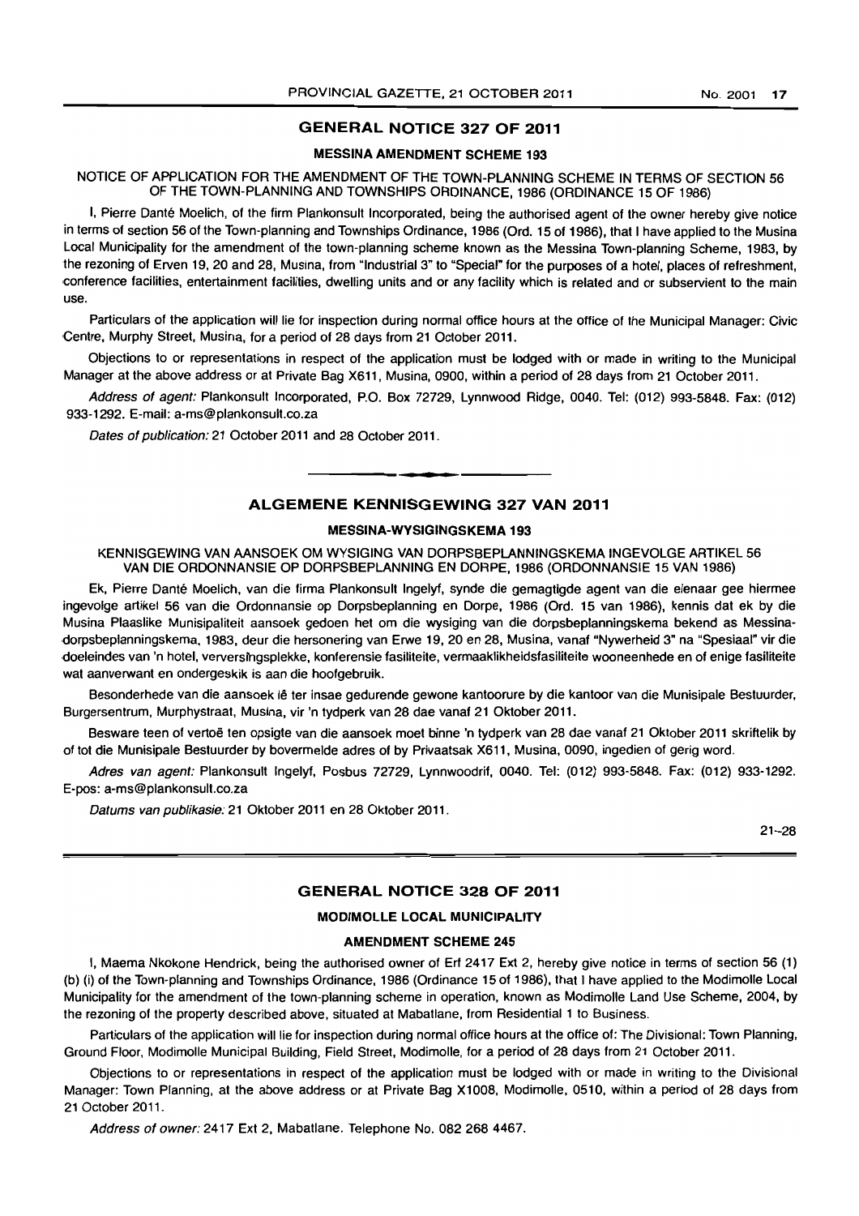## GENERAL NOTICE 327 OF 2011

### MESSINA AMENDMENT SCHEME 193

NOTICE OF APPLICATION FOR THE AMENDMENT OF THE TOWN-PLANNING SCHEME IN TERMS OF SECTION 56 OF THE TOWN-PLANNING AND TOWNSHIPS ORDINANCE, 1986 (ORDINANCE 15 OF 1986)

I, Pierre Danté Moelich, of the firm Plankonsult Incorporated, being the authorised agent of the owner hereby give notice in terms of section 56 of the Town-planning and Townships Ordinance, 1986 (Ord. 15 of 1986), that I have applied to the Musina Local Municipality for the amendment of the town-planning scheme known as the Messina Town-planning Scheme, 1983, by the rezoning of Erven 19, 20 and 28, Musina, from "Industrial 3" to "Special" for the purposes of a hotel, places of refreshment, conference facilities, entertainment facilities, dwelling units and or any facility which is related and or subservient to the main use.

Particulars of the application will lie for inspection during normal office hours at the office of the Municipal Manager: Civic Centre, Murphy Street, Musina, for a period of 28 days from 21 October 2011.

Objections to or representations in respect of the application must be lodged with or made in writing to the Municipal Manager at the above address or at Private Bag X611, Musina, 0900, within a period of 28 days from 21 October 2011.

*Address of agent:* Plankonsult Incorporated, P.O. Box 72729, Lynnwood Ridge, 0040. Tel: (012) 993-5848. Fax: (012) 933-1292. E-mail: a-ms@plankonsult.co.za

*Dates of publication:* 21 October 2011 and 28 October 2011.

---

## ALGEMENE KENNISGEWING 327 VAN 2011

### MESSINA-WYSIGINGSKEMA 193

KENNISGEWING VAN AANSOEK OM WYSIGING VAN DORPSBEPLANNINGSKEMA INGEVOLGE ARTIKEL 56 VAN DIE ORDONNANSIE OP DORPSBEPLANNING EN DORPE, 1986 (ORDONNANSIE 15 VAN 1986)

Ek, Pierre Danté Moelich, van die firma Plankonsult Ingelyf, synde die gemagtigde agent van die eienaar gee hiermee ingevolge artikel 56 van die Ordonnansie op Dorpsbeplanning en Dorpe, 1986 (Ord. 15 van 1986), kennis dat ek by die Musina Plaaslike Munisipaliteit aansoek gedoen het om die wysiging van die dorpsbeplanningskema bekend as Messina-dorpsbeplanningskema, 1983, deur die hersonering van Erwe 19, 20 en 28, Musina, vanaf "Nywerheid 3" na "Spesiaal" vir die doeleindes van 'n hotel, verversingsplekke, konferensie fasiliteite, vermaaklikheidsfasiliteite wooneenhede en of enige fasiliteite wat aanverwant en ondergeskik is aan die hoofgebruik.

Besonderhede van die aansoek lê ter insae gedurende gewone kantoorure by die kantoor van die Munisipale Bestuurder, Burgersentrum, Murphystraat, Musina, vir 'n tydperk van 28 dae vanaf 21 Oktober 2011.

Besware teen of vertoë ten opsigte van die aansoek moet binne 'n tydperk van 28 dae vanaf 21 Oktober 2011 skriftelik by of tot die Munisipale Bestuurder by bovermelde adres of by Privaatsak X611, Musina, 0090, ingedien of gerig word.

*Adres van agent:* Plankonsult Ingelyf, Posbus 72729, Lynnwoodrif, 0040. Tel: (012) 993-5848. Fax: (012) 933-1292. E-pos: a-ms@plankonsult.co.za

*Datums van publikasie:* 21 Oktober 2011 en 28 Oktober 2011.

21–28

---

## GENERAL NOTICE 328 OF 2011

### MODIMOLLE LOCAL MUNICIPALITY

### AMENDMENT SCHEME 245

I, Maema Nkokone Hendrick, being the authorised owner of Erf 2417 Ext 2, hereby give notice in terms of section 56 (1) (b) (i) of the Town-planning and Townships Ordinance, 1986 (Ordinance 15 of 1986), that I have applied to the Modimolle Local Municipality for the amendment of the town-planning scheme in operation, known as Modimolle Land Use Scheme, 2004, by the rezoning of the property described above, situated at Mabatlane, from Residential 1 to Business.

Particulars of the application will lie for inspection during normal office hours at the office of: The Divisional: Town Planning, Ground Floor, Modimolle Municipal Building, Field Street, Modimolle, for a period of 28 days from 21 October 2011.

Objections to or representations in respect of the application must be lodged with or made in writing to the Divisional Manager: Town Planning, at the above address or at Private Bag X1008, Modimolle, 0510, within a period of 28 days from 21 October 2011.

*Address of owner:* 2417 Ext 2, Mabatlane. Telephone No. 082 268 4467.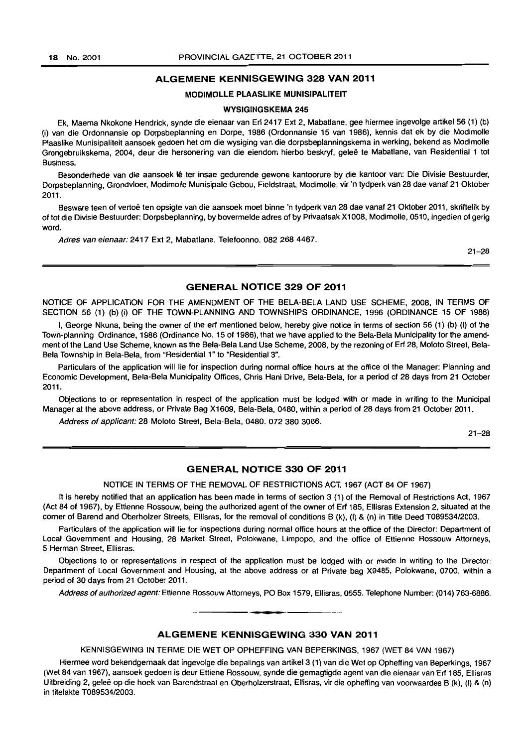## ALGEMENE KENNISGEWING 328 VAN 2011

### MODIMOLLE PLAASLIKE MUNISIPALITEIT

### WYSIGINGSKEMA 245

Ek, Maema Nkokone Hendrick, synde die eienaar van Erf 2417 Ext 2, Mabatlane, gee hiermee ingevolge artikel 56 (1) (b) (i) van die Ordonnansie op Dorpsbeplanning en Dorpe, 1986 (Ordonnansie 15 van 1986), kennis dat ek by die Modimolle Plaaslike Munisipaliteit aansoek gedoen het om die wysiging van die dorpsbeplanningskema in werking, bekend as Modimolle Grongebruikskema, 2004, deur die hersonering van die eiendom hierbo beskryf, geleë te Mabatlane, van Residential 1 tot Business.

Besonderhede van die aansoek lê ter insae gedurende gewone kantoorure by die kantoor van: Die Divisie Bestuurder, Dorpsbeplanning, Grondvloer, Modimolle Munisipale Gebou, Fieldstraat, Modimolle, vir 'n tydperk van 28 dae vanaf 21 Oktober 2011.

Besware teen of vertoë ten opsigte van die aansoek moet binne 'n tydperk van 28 dae vanaf 21 Oktober 2011, skriftelik by of tot die Divisie Bestuurder: Dorpsbeplanning, by bovermelde adres of by Privaatsak X1008, Modimolle, 0510, ingedien of gerig word.

*Adres van eienaar:* 2417 Ext 2, Mabatlane. Telefoonno. 082 268 4467.

21–28

## GENERAL NOTICE 329 OF 2011

NOTICE OF APPLICATION FOR THE AMENDMENT OF THE BELA-BELA LAND USE SCHEME, 2008, IN TERMS OF SECTION 56 (1) (b) (i) OF THE TOWN-PLANNING AND TOWNSHIPS ORDINANCE, 1996 (ORDINANCE 15 OF 1986)

I, George Nkuna, being the owner of the erf mentioned below, hereby give notice in terms of section 56 (1) (b) (i) of the Town-planning Ordinance, 1986 (Ordinance No. 15 of 1986), that we have applied to the Bela-Bela Municipality for the amendment of the Land Use Scheme, known as the Bela-Bela Land Use Scheme, 2008, by the rezoning of Erf 28, Moloto Street, Bela-Bela Township in Bela-Bela, from "Residential 1" to "Residential 3".

Particulars of the application will lie for inspection during normal office hours at the office of the Manager: Planning and Economic Development, Bela-Bela Municipality Offices, Chris Hani Drive, Bela-Bela, for a period of 28 days from 21 October 2011.

Objections to or representation in respect of the application must be lodged with or made in writing to the Municipal Manager at the above address, or Private Bag X1609, Bela-Bela, 0480, within a period of 28 days from 21 October 2011.

*Address of applicant:* 28 Moloto Street, Bela-Bela, 0480. 072 380 3066.

21–28

## GENERAL NOTICE 330 OF 2011

NOTICE IN TERMS OF THE REMOVAL OF RESTRICTIONS ACT, 1967 (ACT 84 OF 1967)

It is hereby notified that an application has been made in terms of section 3 (1) of the Removal of Restrictions Act, 1967 (Act 84 of 1967), by Ettienne Rossouw, being the authorized agent of the owner of Erf 185, Ellisras Extension 2, situated at the corner of Barend and Oberholzer Streets, Ellisras, for the removal of conditions B (k), (l) & (n) in Title Deed T089534/2003.

Particulars of the application will lie for inspections during normal office hours at the office of the Director: Department of Local Government and Housing, 28 Market Street, Polokwane, Limpopo, and the office of Ettienne Rossouw Attorneys, 5 Herman Street, Ellisras.

Objections to or representations in respect of the application must be lodged with or made in writing to the Director: Department of Local Government and Housing, at the above address or at Private bag X9485, Polokwane, 0700, within a period of 30 days from 21 October 2011.

*Address of authorized agent:* Ettienne Rossouw Attorneys, PO Box 1579, Ellisras, 0555. Telephone Number: (014) 763-6886.

---

## ALGEMENE KENNISGEWING 330 VAN 2011

KENNISGEWING IN TERME DIE WET OP OPHEFFING VAN BEPERKINGS, 1967 (WET 84 VAN 1967)

Hiermee word bekendgemaak dat ingevolge die bepalings van artikel 3 (1) van die Wet op Opheffing van Beperkings, 1967 (Wet 84 van 1967), aansoek gedoen is deur Ettiene Rossouw, synde die gemagtigde agent van die eienaar van Erf 185, Ellisras Uitbreiding 2, geleë op die hoek van Barendstraat en Oberholzerstraat, Ellisras, vir die opheffing van voorwaardes B (k), (l) & (n) in titelakte T089534/2003.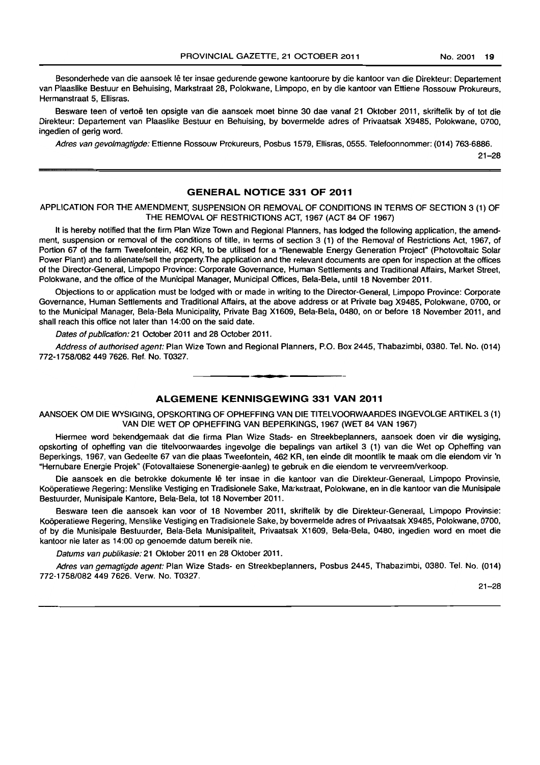Besonderhede van die aansoek lê ter insae gedurende gewone kantoorure by die kantoor van die Direkteur: Departement van Plaaslike Bestuur en Behuising, Markstraat 28, Polokwane, Limpopo, en by die kantoor van Ettiene Rossouw Prokureurs, Hermanstraat 5, Ellisras.

Besware teen of vertoë ten opsigte van die aansoek moet binne 30 dae vanaf 21 Oktober 2011, skriftelik by of tot die Direkteur: Departement van Plaaslike Bestuur en Behuising, by bovermelde adres of Privaatsak X9485, Polokwane, 0700, ingedien of gerig word.

*Adres van gevolmagtigde:* Ettienne Rossouw Prokureurs, Posbus 1579, Ellisras, 0555. Telefoonnommer: (014) 763-6886.

21–28

---

## GENERAL NOTICE 331 OF 2011

APPLICATION FOR THE AMENDMENT, SUSPENSION OR REMOVAL OF CONDITIONS IN TERMS OF SECTION 3 (1) OF THE REMOVAL OF RESTRICTIONS ACT, 1967 (ACT 84 OF 1967)

It is hereby notified that the firm Plan Wize Town and Regional Planners, has lodged the following application, the amendment, suspension or removal of the conditions of title, in terms of section 3 (1) of the Removal of Restrictions Act, 1967, of Portion 67 of the farm Tweefontein, 462 KR, to be utilised for a "Renewable Energy Generation Project" (Photovoltaic Solar Power Plant) and to alienate/sell the property.The application and the relevant documents are open for inspection at the offices of the Director-General, Limpopo Province: Corporate Governance, Human Settlements and Traditional Affairs, Market Street, Polokwane, and the office of the Municipal Manager, Municipal Offices, Bela-Bela, until 18 November 2011.

Objections to or application must be lodged with or made in writing to the Director-General, Limpopo Province: Corporate Governance, Human Settlements and Traditional Affairs, at the above address or at Private bag X9485, Polokwane, 0700, or to the Municipal Manager, Bela-Bela Municipality, Private Bag X1609, Bela-Bela, 0480, on or before 18 November 2011, and shall reach this office not later than 14:00 on the said date.

*Dates of publication:* 21 October 2011 and 28 October 2011.

*Address of authorised agent:* Plan Wize Town and Regional Planners, P.O. Box 2445, Thabazimbi, 0380. Tel. No. (014) 772-1758/082 449 7626. Ref. No. T0327.

---

## ALGEMENE KENNISGEWING 331 VAN 2011

AANSOEK OM DIE WYSIGING, OPSKORTING OF OPHEFFING VAN DIE TITELVOORWAARDES INGEVOLGE ARTIKEL 3 (1) VAN DIE WET OP OPHEFFING VAN BEPERKINGS, 1967 (WET 84 VAN 1967)

Hiermee word bekendgemaak dat die firma Plan Wize Stads- en Streekbeplanners, aansoek doen vir die wysiging, opskorting of opheffing van die titelvoorwaardes ingevolge die bepalings van artikel 3 (1) van die Wet op Opheffing van Beperkings, 1967, van Gedeelte 67 van die plaas Tweefontein, 462 KR, ten einde dit moontlik te maak om die eiendom vir 'n "Hernubare Energie Projek" (Fotovaltaiese Sonenergie-aanleg) te gebruik en die eiendom te vervreem/verkoop.

Die aansoek en die betrokke dokumente lê ter insae in die kantoor van die Direkteur-Generaal, Limpopo Provinsie, Koöperatiewe Regering: Menslike Vestiging en Tradisionele Sake, Markstraat, Polokwane, en in die kantoor van die Munisipale Bestuurder, Munisipale Kantore, Bela-Bela, tot 18 November 2011.

Besware teen die aansoek kan voor of 18 November 2011, skriftelik by die Direkteur-Generaal, Limpopo Provinsie: Koöperatiewe Regering, Menslike Vestiging en Tradisionele Sake, by bovermelde adres of Privaatsak X9485, Polokwane, 0700, of by die Munisipale Bestuurder, Bela-Bela Munisipaliteit, Privaatsak X1609, Bela-Bela, 0480, ingedien word en moet die kantoor nie later as 14:00 op genoemde datum bereik nie.

*Datums van publikasie:* 21 Oktober 2011 en 28 Oktober 2011.

*Adres van gemagtigde agent:* Plan Wize Stads- en Streekbeplanners, Posbus 2445, Thabazimbi, 0380. Tel. No. (014) 772-1758/082 449 7626. Verw. No. T0327.

21–28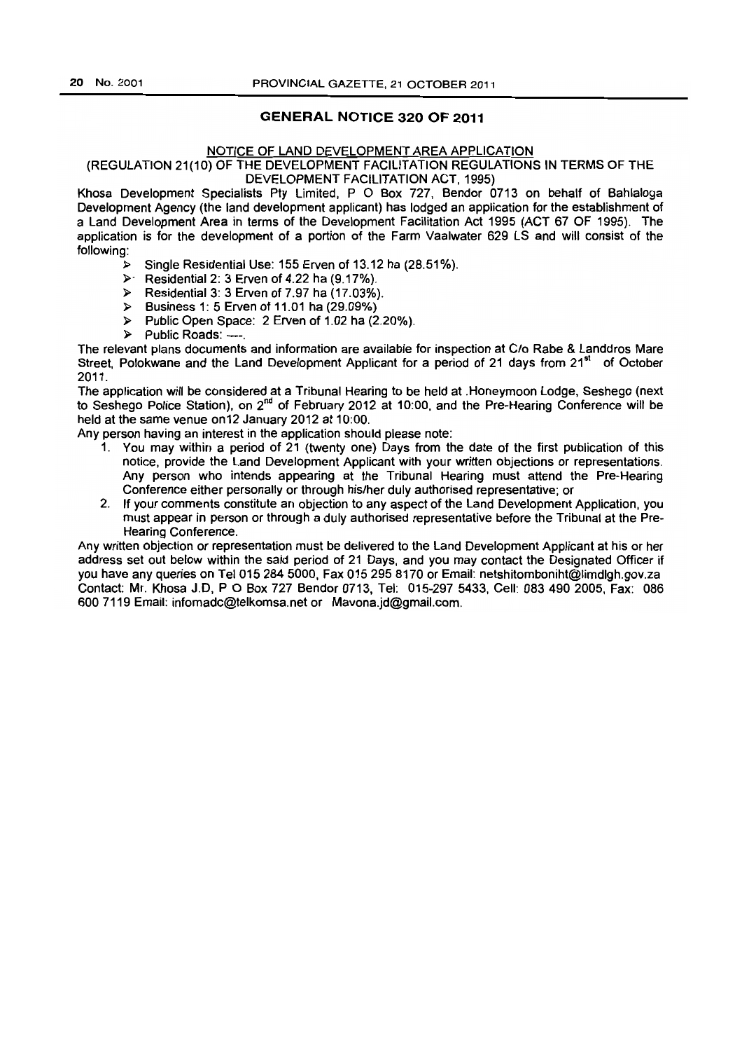## GENERAL NOTICE 320 OF 2011

NOTICE OF LAND DEVELOPMENT AREA APPLICATION

(REGULATION 21(10) OF THE DEVELOPMENT FACILITATION REGULATIONS IN TERMS OF THE DEVELOPMENT FACILITATION ACT, 1995)

Khosa Development Specialists Pty Limited, P O Box 727, Bendor 0713 on behalf of Bahlaloga Development Agency (the land development applicant) has lodged an application for the establishment of a Land Development Area in terms of the Development Facilitation Act 1995 (ACT 67 OF 1995). The application is for the development of a portion of the Farm Vaalwater 629 LS and will consist of the following:

- Single Residential Use: 155 Erven of 13.12 ha (28.51%).
- Residential 2: 3 Erven of 4.22 ha (9.17%).
- Residential 3: 3 Erven of 7.97 ha (17.03%).
- Business 1: 5 Erven of 11.01 ha (29.09%)
- Public Open Space: 2 Erven of 1.02 ha (2.20%).
- Public Roads: ---.

The relevant plans documents and information are available for inspection at C/o Rabe & Landdros Mare Street, Polokwane and the Land Development Applicant for a period of 21 days from 21st of October 2011.

The application will be considered at a Tribunal Hearing to be held at .Honeymoon Lodge, Seshego (next to Seshego Police Station), on 2nd of February 2012 at 10:00, and the Pre-Hearing Conference will be held at the same venue on12 January 2012 at 10:00.

Any person having an interest in the application should please note:

1. You may within a period of 21 (twenty one) Days from the date of the first publication of this notice, provide the Land Development Applicant with your written objections or representations. Any person who intends appearing at the Tribunal Hearing must attend the Pre-Hearing Conference either personally or through his/her duly authorised representative; or
2. If your comments constitute an objection to any aspect of the Land Development Application, you must appear in person or through a duly authorised representative before the Tribunal at the Pre-Hearing Conference.

Any written objection or representation must be delivered to the Land Development Applicant at his or her address set out below within the said period of 21 Days, and you may contact the Designated Officer if you have any queries on Tel 015 284 5000, Fax 015 295 8170 or Email: netshitomboniht@limdlgh.gov.za Contact: Mr. Khosa J.D, P O Box 727 Bendor 0713, Tel: 015-297 5433, Cell: 083 490 2005, Fax: 086 600 7119 Email: infomadc@telkomsa.net or Mavona.jd@gmail.com.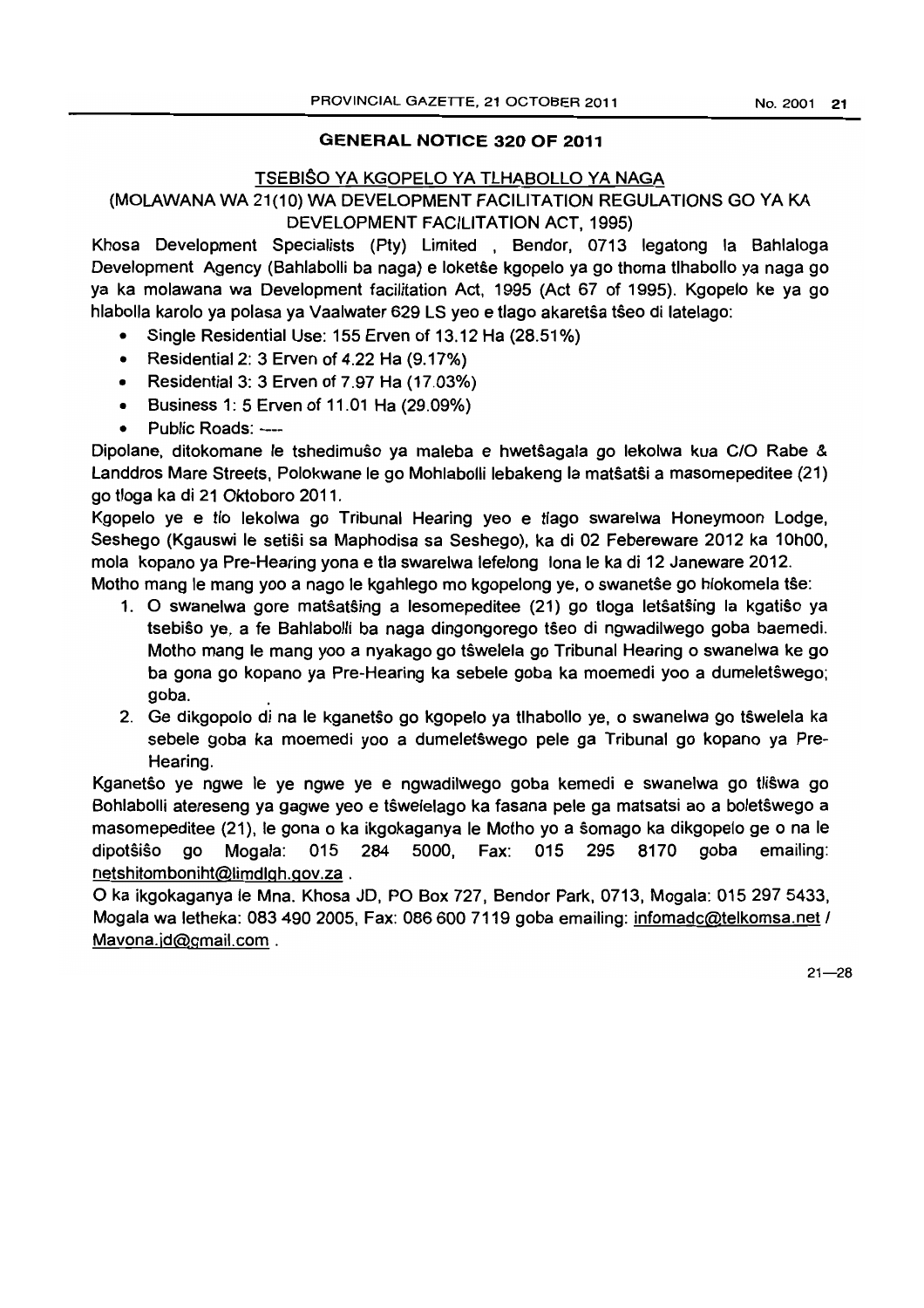## GENERAL NOTICE 320 OF 2011

### TSEBIŜO YA KGOPELO YA TLHABOLLO YA NAGA

### (MOLAWANA WA 21(10) WA DEVELOPMENT FACILITATION REGULATIONS GO YA KA DEVELOPMENT FACILITATION ACT, 1995)

Khosa Development Specialists (Pty) Limited , Bendor, 0713 legatong la Bahlaloga Development Agency (Bahlabolli ba naga) e loketŝe kgopelo ya go thoma tlhabollo ya naga go ya ka molawana wa Development facilitation Act, 1995 (Act 67 of 1995). Kgopelo ke ya go hlabolla karolo ya polasa ya Vaalwater 629 LS yeo e tlago akaretŝa tŝeo di latelago:

- Single Residential Use: 155 Erven of 13.12 Ha (28.51%)
- Residential 2: 3 Erven of 4.22 Ha (9.17%)
- Residential 3: 3 Erven of 7.97 Ha (17.03%)
- Business 1: 5 Erven of 11.01 Ha (29.09%)
- Public Roads: ----

Dipolane, ditokomane le tshedimuŝo ya maleba e hwetŝagala go lekolwa kua C/O Rabe & Landdros Mare Streets, Polokwane le go Mohlabolli lebakeng la matŝatŝi a masomepeditee (21) go tloga ka di 21 Oktoboro 2011.

Kgopelo ye e tlo lekolwa go Tribunal Hearing yeo e tlago swarelwa Honeymoon Lodge, Seshego (Kgauswi le setiŝi sa Maphodisa sa Seshego), ka di 02 Febereware 2012 ka 10h00, mola kopano ya Pre-Hearing yona e tla swarelwa lefelong lona le ka di 12 Janeware 2012.

Motho mang le mang yoo a nago le kgahlego mo kgopelong ye, o swanetŝe go hlokomela tŝe:

1. O swanelwa gore matŝatŝing a lesomepeditee (21) go tloga letŝatŝing la kgatiŝo ya tsebiŝo ye, a fe Bahlabolli ba naga dingongorego tŝeo di ngwadilwego goba baemedi. Motho mang le mang yoo a nyakago go tŝwelela go Tribunal Hearing o swanelwa ke go ba gona go kopano ya Pre-Hearing ka sebele goba ka moemedi yoo a dumeletŝwego; goba.
2. Ge dikgopolo di na le kganetŝo go kgopelo ya tlhabollo ye, o swanelwa go tŝwelela ka sebele goba ka moemedi yoo a dumeletŝwego pele ga Tribunal go kopano ya Pre-Hearing.

Kganetŝo ye ngwe le ye ngwe ye e ngwadilwego goba kemedi e swanelwa go tliŝwa go Bohlabolli atereseng ya gagwe yeo e tŝwelelago ka fasana pele ga matsatsi ao a boletŝwego a masomepeditee (21), le gona o ka ikgokaganya le Motho yo a ŝomago ka dikgopelo ge o na le dipotŝiŝo go Mogala: 015 284 5000, Fax: 015 295 8170 goba emailing: netshitomboniht@limdlgh.gov.za .

O ka ikgokaganya le Mna. Khosa JD, PO Box 727, Bendor Park, 0713, Mogala: 015 297 5433, Mogala wa letheka: 083 490 2005, Fax: 086 600 7119 goba emailing: infomadc@telkomsa.net / Mavona.jd@gmail.com .

21—28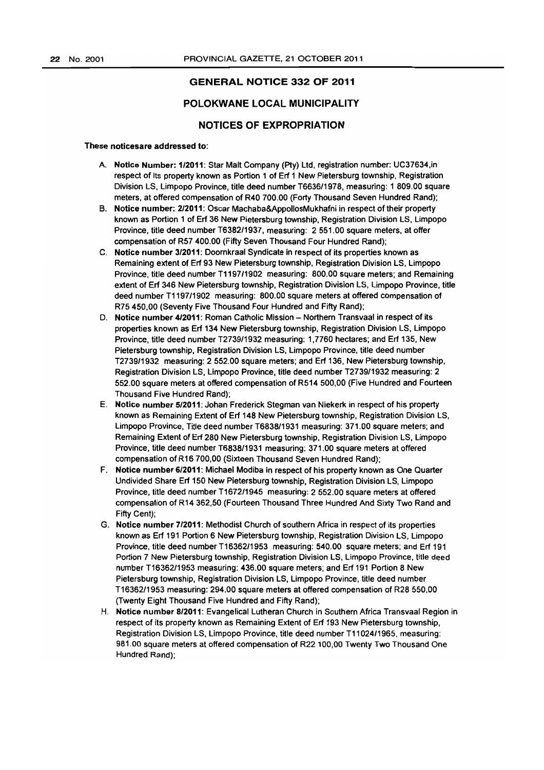## GENERAL NOTICE 332 OF 2011

## POLOKWANE LOCAL MUNICIPALITY

## NOTICES OF EXPROPRIATION

**These noticesare addressed to:**

A. **Notice Number: 1/2011**: Star Malt Company (Pty) Ltd, registration number: UC37634,in respect of its property known as Portion 1 of Erf 1 New Pietersburg township, Registration Division LS, Limpopo Province, title deed number T6636/1978, measuring: 1 809.00 square meters, at offered compensation of R40 700.00 (Forty Thousand Seven Hundred Rand);

B. **Notice number: 2/2011**: Oscar Machaba&AppollosMukhafni in respect of their property known as Portion 1 of Erf 36 New Pietersburg township, Registration Division LS, Limpopo Province, title deed number T6382/1937, measuring: 2 551.00 square meters, at offer compensation of R57 400.00 (Fifty Seven Thousand Four Hundred Rand);

C. **Notice number 3/2011**: Doornkraal Syndicate in respect of its properties known as Remaining extent of Erf 93 New Pietersburg township, Registration Division LS, Limpopo Province, title deed number T1197/1902 measuring: 800.00 square meters; and Remaining extent of Erf 346 New Pietersburg township, Registration Division LS, Limpopo Province, title deed number T1197/1902 measuring: 800.00 square meters at offered compensation of R75 450,00 (Seventy Five Thousand Four Hundred and Fifty Rand);

D. **Notice number 4/2011**: Roman Catholic Mission – Northern Transvaal in respect of its properties known as Erf 134 New Pietersburg township, Registration Division LS, Limpopo Province, title deed number T2739/1932 measuring: 1,7760 hectares; and Erf 135, New Pietersburg township, Registration Division LS, Limpopo Province, title deed number T2739/1932 measuring: 2 552.00 square meters; and Erf 136, New Pietersburg township, Registration Division LS, Limpopo Province, title deed number T2739/1932 measuring: 2 552.00 square meters at offered compensation of R514 500,00 (Five Hundred and Fourteen Thousand Five Hundred Rand);

E. **Notice number 5/2011**: Johan Frederick Stegman van Niekerk in respect of his property known as Remaining Extent of Erf 148 New Pietersburg township, Registration Division LS, Limpopo Province, Title deed number T6838/1931 measuring: 371.00 square meters; and Remaining Extent of Erf 280 New Pietersburg township, Registration Division LS, Limpopo Province, title deed number T6838/1931 measuring: 371.00 square meters at offered compensation of R16 700,00 (Sixteen Thousand Seven Hundred Rand);

F. **Notice number 6/2011**: Michael Modiba in respect of his property known as One Quarter Undivided Share Erf 150 New Pietersburg township, Registration Division LS, Limpopo Province, title deed number T1672/1945 measuring: 2 552.00 square meters at offered compensation of R14 362,50 (Fourteen Thousand Three Hundred And Sixty Two Rand and Fifty Cent);

G. **Notice number 7/2011**: Methodist Church of southern Africa in respect of its properties known as Erf 191 Portion 6 New Pietersburg township, Registration Division LS, Limpopo Province, title deed number T16362/1953 measuring: 540.00 square meters; and Erf 191 Portion 7 New Pietersburg township, Registration Division LS, Limpopo Province, title deed number T16362/1953 measuring: 436.00 square meters; and Erf 191 Portion 8 New Pietersburg township, Registration Division LS, Limpopo Province, title deed number T16362/1953 measuring: 294.00 square meters at offered compensation of R28 550,00 (Twenty Eight Thousand Five Hundred and Fifty Rand);

H. **Notice number 8/2011**: Evangelical Lutheran Church in Southern Africa Transvaal Region in respect of its property known as Remaining Extent of Erf 193 New Pietersburg township, Registration Division LS, Limpopo Province, title deed number T11024/1965, measuring: 981.00 square meters at offered compensation of R22 100,00 Twenty Two Thousand One Hundred Rand);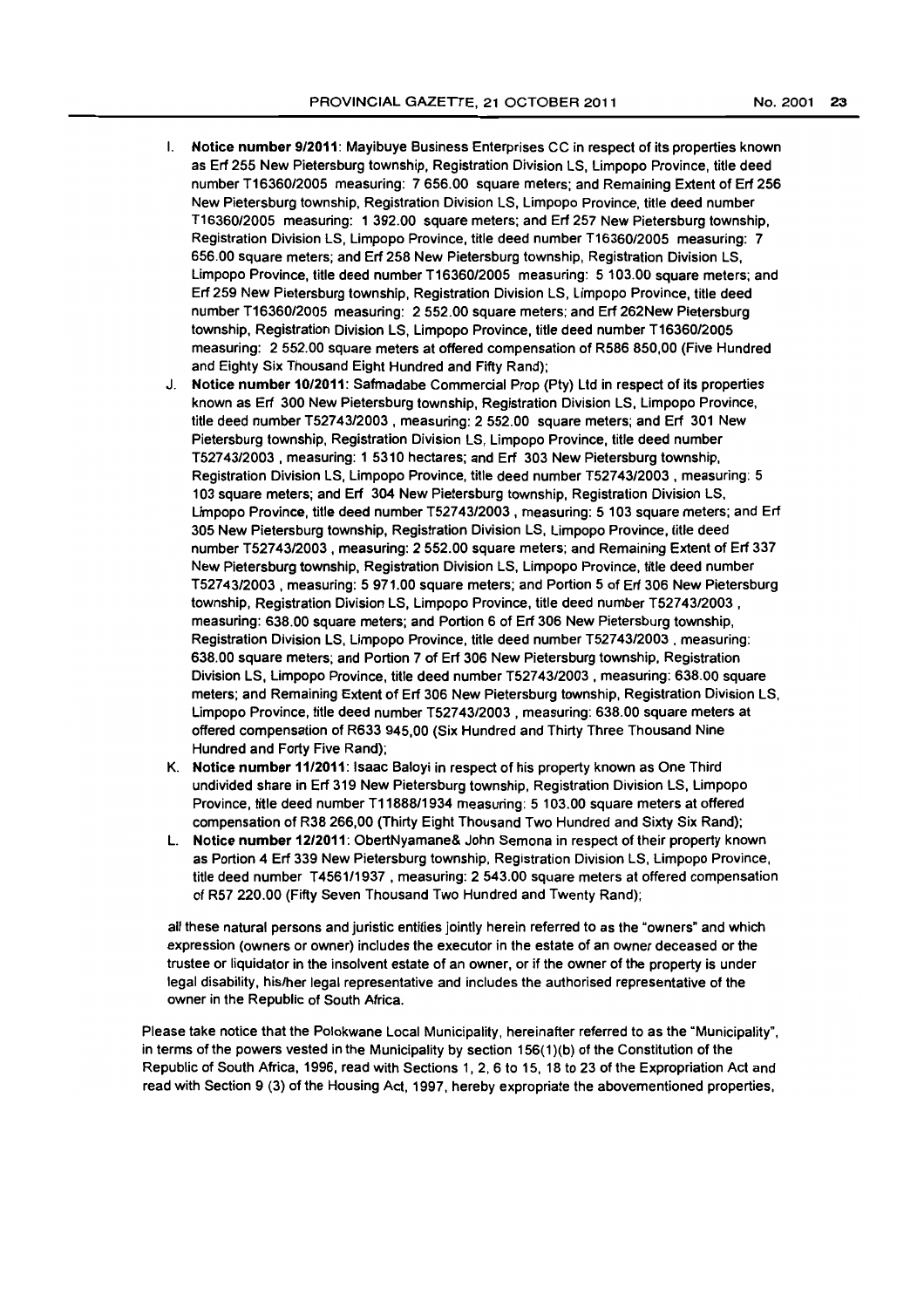I. **Notice number 9/2011**: Mayibuye Business Enterprises CC in respect of its properties known as Erf 255 New Pietersburg township, Registration Division LS, Limpopo Province, title deed number T16360/2005 measuring: 7 656.00 square meters; and Remaining Extent of Erf 256 New Pietersburg township, Registration Division LS, Limpopo Province, title deed number T16360/2005 measuring: 1 392.00 square meters; and Erf 257 New Pietersburg township, Registration Division LS, Limpopo Province, title deed number T16360/2005 measuring: 7 656.00 square meters; and Erf 258 New Pietersburg township, Registration Division LS, Limpopo Province, title deed number T16360/2005 measuring: 5 103.00 square meters; and Erf 259 New Pietersburg township, Registration Division LS, Limpopo Province, title deed number T16360/2005 measuring: 2 552.00 square meters; and Erf 262New Pietersburg township, Registration Division LS, Limpopo Province, title deed number T16360/2005 measuring: 2 552.00 square meters at offered compensation of R586 850,00 (Five Hundred and Eighty Six Thousand Eight Hundred and Fifty Rand);

J. **Notice number 10/2011**: Safmadabe Commercial Prop (Pty) Ltd in respect of its properties known as Erf 300 New Pietersburg township, Registration Division LS, Limpopo Province, title deed number T52743/2003 , measuring: 2 552.00 square meters; and Erf 301 New Pietersburg township, Registration Division LS, Limpopo Province, title deed number T52743/2003 , measuring: 1 5310 hectares; and Erf 303 New Pietersburg township, Registration Division LS, Limpopo Province, title deed number T52743/2003 , measuring: 5 103 square meters; and Erf 304 New Pietersburg township, Registration Division LS, Limpopo Province, title deed number T52743/2003 , measuring: 5 103 square meters; and Erf 305 New Pietersburg township, Registration Division LS, Limpopo Province, title deed number T52743/2003 , measuring: 2 552.00 square meters; and Remaining Extent of Erf 337 New Pietersburg township, Registration Division LS, Limpopo Province, title deed number T52743/2003 , measuring: 5 971.00 square meters; and Portion 5 of Erf 306 New Pietersburg township, Registration Division LS, Limpopo Province, title deed number T52743/2003 , measuring: 638.00 square meters; and Portion 6 of Erf 306 New Pietersburg township, Registration Division LS, Limpopo Province, title deed number T52743/2003 , measuring: 638.00 square meters; and Portion 7 of Erf 306 New Pietersburg township, Registration Division LS, Limpopo Province, title deed number T52743/2003 , measuring: 638.00 square meters; and Remaining Extent of Erf 306 New Pietersburg township, Registration Division LS, Limpopo Province, title deed number T52743/2003 , measuring: 638.00 square meters at offered compensation of R633 945,00 (Six Hundred and Thirty Three Thousand Nine Hundred and Forty Five Rand);

K. **Notice number 11/2011**: Isaac Baloyi in respect of his property known as One Third undivided share in Erf 319 New Pietersburg township, Registration Division LS, Limpopo Province, title deed number T11888/1934 measuring: 5 103.00 square meters at offered compensation of R38 266,00 (Thirty Eight Thousand Two Hundred and Sixty Six Rand);

L. **Notice number 12/2011**: ObertNyamane& John Semona in respect of their property known as Portion 4 Erf 339 New Pietersburg township, Registration Division LS, Limpopo Province, title deed number T4561/1937 , measuring: 2 543.00 square meters at offered compensation of R57 220.00 (Fifty Seven Thousand Two Hundred and Twenty Rand);

all these natural persons and juristic entities jointly herein referred to as the "owners" and which expression (owners or owner) includes the executor in the estate of an owner deceased or the trustee or liquidator in the insolvent estate of an owner, or if the owner of the property is under legal disability, his/her legal representative and includes the authorised representative of the owner in the Republic of South Africa.

Please take notice that the Polokwane Local Municipality, hereinafter referred to as the "Municipality", in terms of the powers vested in the Municipality by section 156(1)(b) of the Constitution of the Republic of South Africa, 1996, read with Sections 1, 2, 6 to 15, 18 to 23 of the Expropriation Act and read with Section 9 (3) of the Housing Act, 1997, hereby expropriate the abovementioned properties,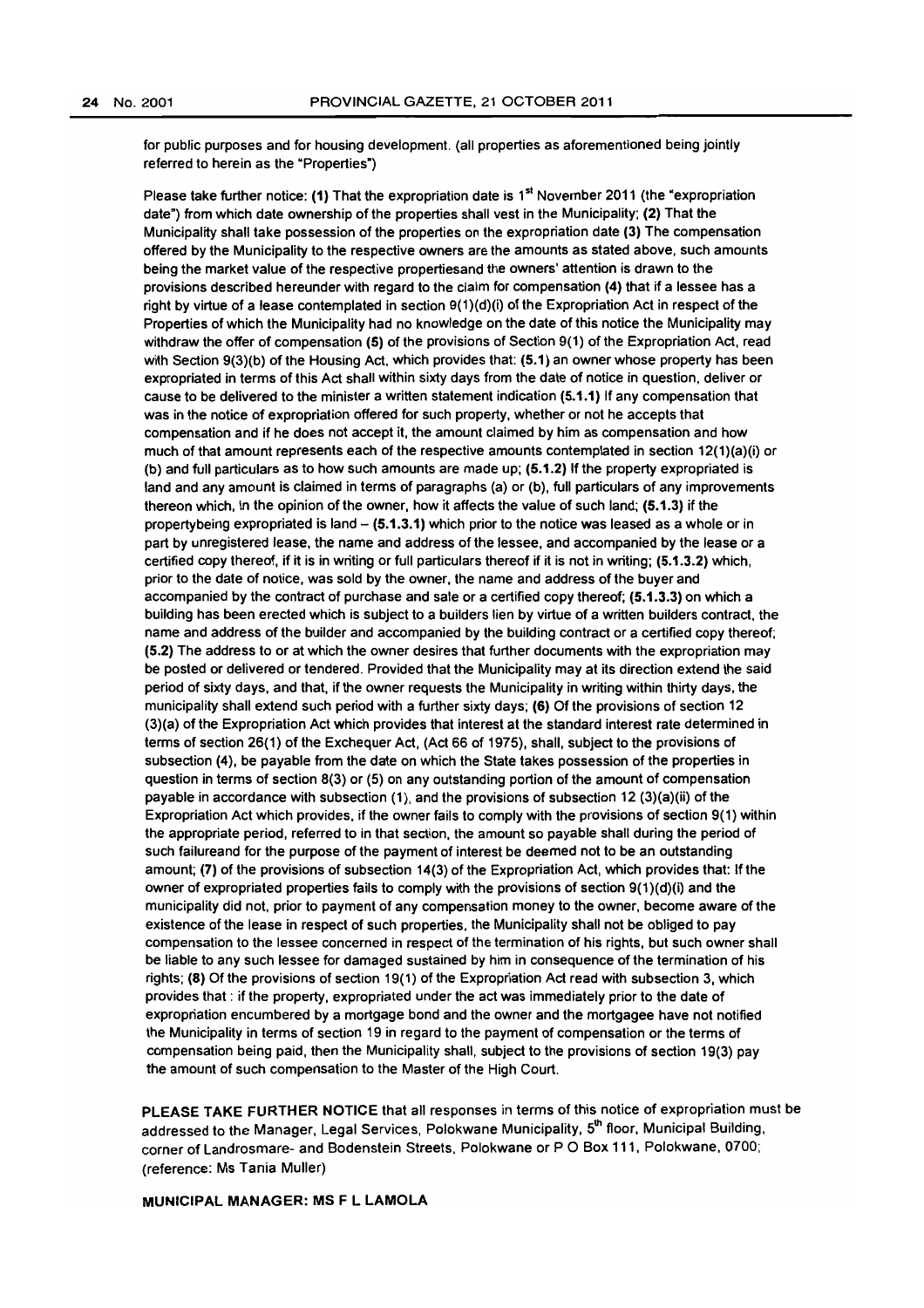for public purposes and for housing development. (all properties as aforementioned being jointly referred to herein as the "Properties")

Please take further notice: **(1)** That the expropriation date is 1st November 2011 (the "expropriation date") from which date ownership of the properties shall vest in the Municipality; **(2)** That the Municipality shall take possession of the properties on the expropriation date **(3)** The compensation offered by the Municipality to the respective owners are the amounts as stated above, such amounts being the market value of the respective propertiesand the owners' attention is drawn to the provisions described hereunder with regard to the claim for compensation **(4)** that if a lessee has a right by virtue of a lease contemplated in section 9(1)(d)(i) of the Expropriation Act in respect of the Properties of which the Municipality had no knowledge on the date of this notice the Municipality may withdraw the offer of compensation **(5)** of the provisions of Section 9(1) of the Expropriation Act, read with Section 9(3)(b) of the Housing Act, which provides that: **(5.1)** an owner whose property has been expropriated in terms of this Act shall within sixty days from the date of notice in question, deliver or cause to be delivered to the minister a written statement indication **(5.1.1)** If any compensation that was in the notice of expropriation offered for such property, whether or not he accepts that compensation and if he does not accept it, the amount claimed by him as compensation and how much of that amount represents each of the respective amounts contemplated in section 12(1)(a)(i) or (b) and full particulars as to how such amounts are made up; **(5.1.2)** If the property expropriated is land and any amount is claimed in terms of paragraphs (a) or (b), full particulars of any improvements thereon which, in the opinion of the owner, how it affects the value of such land; **(5.1.3)** if the propertybeing expropriated is land – **(5.1.3.1)** which prior to the notice was leased as a whole or in part by unregistered lease, the name and address of the lessee, and accompanied by the lease or a certified copy thereof, if it is in writing or full particulars thereof if it is not in writing; **(5.1.3.2)** which, prior to the date of notice, was sold by the owner, the name and address of the buyer and accompanied by the contract of purchase and sale or a certified copy thereof; **(5.1.3.3)** on which a building has been erected which is subject to a builders lien by virtue of a written builders contract, the name and address of the builder and accompanied by the building contract or a certified copy thereof; **(5.2)** The address to or at which the owner desires that further documents with the expropriation may be posted or delivered or tendered. Provided that the Municipality may at its direction extend the said period of sixty days, and that, if the owner requests the Municipality in writing within thirty days, the municipality shall extend such period with a further sixty days; **(6)** Of the provisions of section 12 (3)(a) of the Expropriation Act which provides that interest at the standard interest rate determined in terms of section 26(1) of the Exchequer Act, (Act 66 of 1975), shall, subject to the provisions of subsection (4), be payable from the date on which the State takes possession of the properties in question in terms of section 8(3) or (5) on any outstanding portion of the amount of compensation payable in accordance with subsection (1), and the provisions of subsection 12 (3)(a)(ii) of the Expropriation Act which provides, if the owner fails to comply with the provisions of section 9(1) within the appropriate period, referred to in that section, the amount so payable shall during the period of such failureand for the purpose of the payment of interest be deemed not to be an outstanding amount; **(7)** of the provisions of subsection 14(3) of the Expropriation Act, which provides that: If the owner of expropriated properties fails to comply with the provisions of section 9(1)(d)(i) and the municipality did not, prior to payment of any compensation money to the owner, become aware of the existence of the lease in respect of such properties, the Municipality shall not be obliged to pay compensation to the lessee concerned in respect of the termination of his rights, but such owner shall be liable to any such lessee for damaged sustained by him in consequence of the termination of his rights; **(8)** Of the provisions of section 19(1) of the Expropriation Act read with subsection 3, which provides that : if the property, expropriated under the act was immediately prior to the date of expropriation encumbered by a mortgage bond and the owner and the mortgagee have not notified the Municipality in terms of section 19 in regard to the payment of compensation or the terms of compensation being paid, then the Municipality shall, subject to the provisions of section 19(3) pay the amount of such compensation to the Master of the High Court.

**PLEASE TAKE FURTHER NOTICE** that all responses in terms of this notice of expropriation must be addressed to the Manager, Legal Services, Polokwane Municipality, 5th floor, Municipal Building, corner of Landrosmare- and Bodenstein Streets, Polokwane or P O Box 111, Polokwane, 0700; (reference: Ms Tania Muller)

**MUNICIPAL MANAGER: MS F L LAMOLA**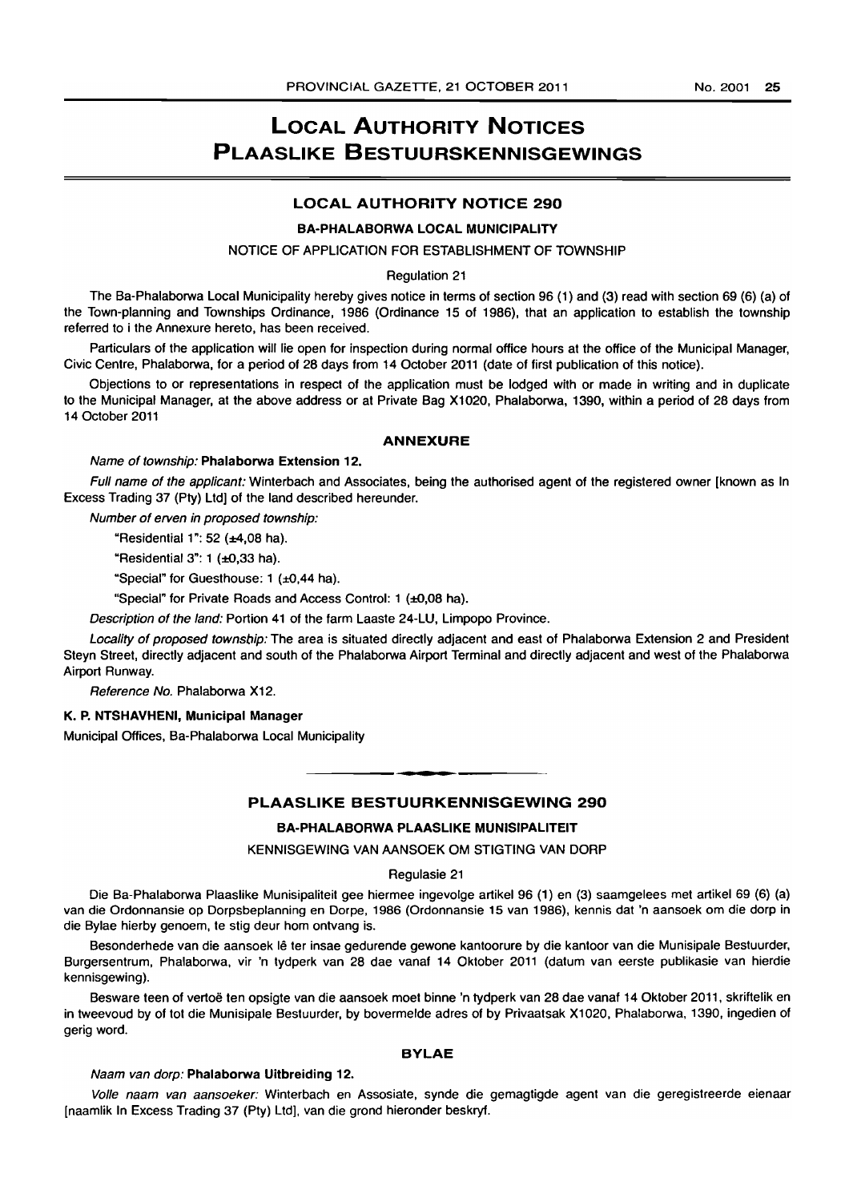# LOCAL AUTHORITY NOTICES
# PLAASLIKE BESTUURSKENNISGEWINGS

## LOCAL AUTHORITY NOTICE 290

### BA-PHALABORWA LOCAL MUNICIPALITY

NOTICE OF APPLICATION FOR ESTABLISHMENT OF TOWNSHIP

Regulation 21

The Ba-Phalaborwa Local Municipality hereby gives notice in terms of section 96 (1) and (3) read with section 69 (6) (a) of the Town-planning and Townships Ordinance, 1986 (Ordinance 15 of 1986), that an application to establish the township referred to i the Annexure hereto, has been received.

Particulars of the application will lie open for inspection during normal office hours at the office of the Municipal Manager, Civic Centre, Phalaborwa, for a period of 28 days from 14 October 2011 (date of first publication of this notice).

Objections to or representations in respect of the application must be lodged with or made in writing and in duplicate to the Municipal Manager, at the above address or at Private Bag X1020, Phalaborwa, 1390, within a period of 28 days from 14 October 2011

### ANNEXURE

*Name of township:* **Phalaborwa Extension 12.**

*Full name of the applicant:* Winterbach and Associates, being the authorised agent of the registered owner [known as In Excess Trading 37 (Pty) Ltd] of the land described hereunder.

*Number of erven in proposed township:*

"Residential 1": 52 (±4,08 ha).

"Residential 3": 1 (±0,33 ha).

"Special" for Guesthouse: 1 (±0,44 ha).

"Special" for Private Roads and Access Control: 1 (±0,08 ha).

*Description of the land:* Portion 41 of the farm Laaste 24-LU, Limpopo Province.

*Locality of proposed township:* The area is situated directly adjacent and east of Phalaborwa Extension 2 and President Steyn Street, directly adjacent and south of the Phalaborwa Airport Terminal and directly adjacent and west of the Phalaborwa Airport Runway.

*Reference No.* Phalaborwa X12.

**K. P. NTSHAVHENI, Municipal Manager**

Municipal Offices, Ba-Phalaborwa Local Municipality

---

## PLAASLIKE BESTUURKENNISGEWING 290

### BA-PHALABORWA PLAASLIKE MUNISIPALITEIT

KENNISGEWING VAN AANSOEK OM STIGTING VAN DORP

Regulasie 21

Die Ba-Phalaborwa Plaaslike Munisipaliteit gee hiermee ingevolge artikel 96 (1) en (3) saamgelees met artikel 69 (6) (a) van die Ordonnansie op Dorpsbeplanning en Dorpe, 1986 (Ordonnansie 15 van 1986), kennis dat 'n aansoek om die dorp in die Bylae hierby genoem, te stig deur hom ontvang is.

Besonderhede van die aansoek lê ter insae gedurende gewone kantoorure by die kantoor van die Munisipale Bestuurder, Burgersentrum, Phalaborwa, vir 'n tydperk van 28 dae vanaf 14 Oktober 2011 (datum van eerste publikasie van hierdie kennisgewing).

Besware teen of vertoë ten opsigte van die aansoek moet binne 'n tydperk van 28 dae vanaf 14 Oktober 2011, skriftelik en in tweevoud by of tot die Munisipale Bestuurder, by bovermelde adres of by Privaatsak X1020, Phalaborwa, 1390, ingedien of gerig word.

### BYLAE

*Naam van dorp:* **Phalaborwa Uitbreiding 12.**

*Volle naam van aansoeker:* Winterbach en Assosiate, synde die gemagtigde agent van die geregistreerde eienaar [naamlik In Excess Trading 37 (Pty) Ltd], van die grond hieronder beskryf.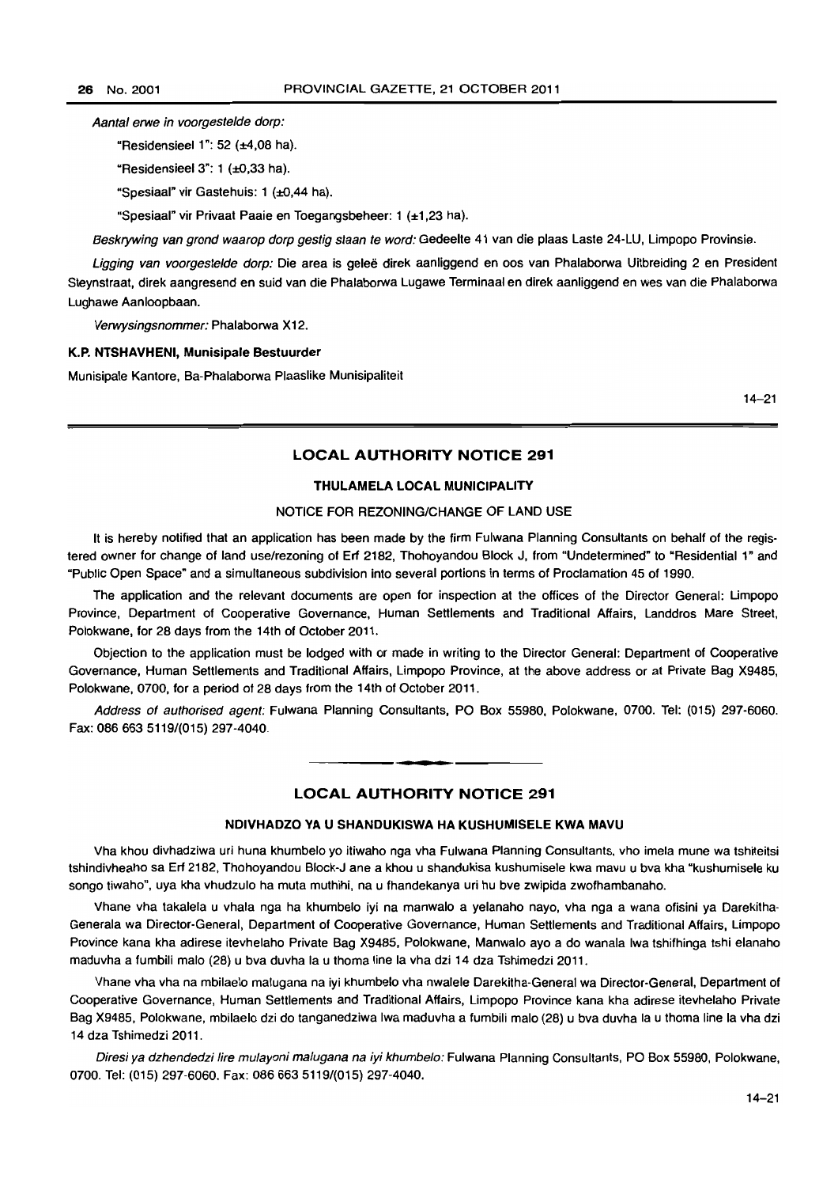*Aantal erwe in voorgestelde dorp:*

"Residensieel 1": 52 (±4,08 ha).

"Residensieel 3": 1 (±0,33 ha).

"Spesiaal" vir Gastehuis: 1 (±0,44 ha).

"Spesiaal" vir Privaat Paaie en Toegangsbeheer: 1 (±1,23 ha).

*Beskrywing van grond waarop dorp gestig staan te word:* Gedeelte 41 van die plaas Laste 24-LU, Limpopo Provinsie.

*Ligging van voorgestelde dorp:* Die area is geleë direk aanliggend en oos van Phalaborwa Uitbreiding 2 en President Steynstraat, direk aangresend en suid van die Phalaborwa Lugawe Terminaal en direk aanliggend en wes van die Phalaborwa Lughawe Aanloopbaan.

*Verwysingsnommer:* Phalaborwa X12.

**K.P. NTSHAVHENI, Munisipale Bestuurder**

Munisipale Kantore, Ba-Phalaborwa Plaaslike Munisipaliteit

14–21

## LOCAL AUTHORITY NOTICE 291

### THULAMELA LOCAL MUNICIPALITY

NOTICE FOR REZONING/CHANGE OF LAND USE

It is hereby notified that an application has been made by the firm Fulwana Planning Consultants on behalf of the registered owner for change of land use/rezoning of Erf 2182, Thohoyandou Block J, from "Undetermined" to "Residential 1" and "Public Open Space" and a simultaneous subdivision into several portions in terms of Proclamation 45 of 1990.

The application and the relevant documents are open for inspection at the offices of the Director General: Limpopo Province, Department of Cooperative Governance, Human Settlements and Traditional Affairs, Landdros Mare Street, Polokwane, for 28 days from the 14th of October 2011.

Objection to the application must be lodged with or made in writing to the Director General: Department of Cooperative Governance, Human Settlements and Traditional Affairs, Limpopo Province, at the above address or at Private Bag X9485, Polokwane, 0700, for a period of 28 days from the 14th of October 2011.

*Address of authorised agent:* Fulwana Planning Consultants, PO Box 55980, Polokwane, 0700. Tel: (015) 297-6060. Fax: 086 663 5119/(015) 297-4040.

## LOCAL AUTHORITY NOTICE 291

### NDIVHADZO YA U SHANDUKISWA HA KUSHUMISELE KWA MAVU

Vha khou divhadziwa uri huna khumbelo yo itiwaho nga vha Fulwana Planning Consultants, vho imela mune wa tshiteitsi tshindivheaho sa Erf 2182, Thohoyandou Block-J ane a khou u shandukisa kushumisele kwa mavu u bva kha "kushumisele ku songo tiwaho", uya kha vhudzulo ha muta muthihi, na u fhandekanya uri hu bve zwipida zwofhambanaho.

Vhane vha takalela u vhala nga ha khumbelo iyi na manwalo a yelanaho nayo, vha nga a wana ofisini ya Darekitha-Generala wa Director-General, Department of Cooperative Governance, Human Settlements and Traditional Affairs, Limpopo Province kana kha adirese itevhelaho Private Bag X9485, Polokwane, Manwalo ayo a do wanala lwa tshifhinga tshi elanaho maduvha a fumbili malo (28) u bva duvha la u thoma line la vha dzi 14 dza Tshimedzi 2011.

Vhane vha vha na mbilaelo malugana na iyi khumbelo vha nwalele Darekitha-General wa Director-General, Department of Cooperative Governance, Human Settlements and Traditional Affairs, Limpopo Province kana kha adirese itevhelaho Private Bag X9485, Polokwane, mbilaelo dzi do tanganedziwa lwa maduvha a fumbili malo (28) u bva duvha la u thoma line la vha dzi 14 dza Tshimedzi 2011.

*Diresi ya dzhendedzi lire mulayoni malugana na iyi khumbelo:* Fulwana Planning Consultants, PO Box 55980, Polokwane, 0700. Tel: (015) 297-6060. Fax: 086 663 5119/(015) 297-4040.

14–21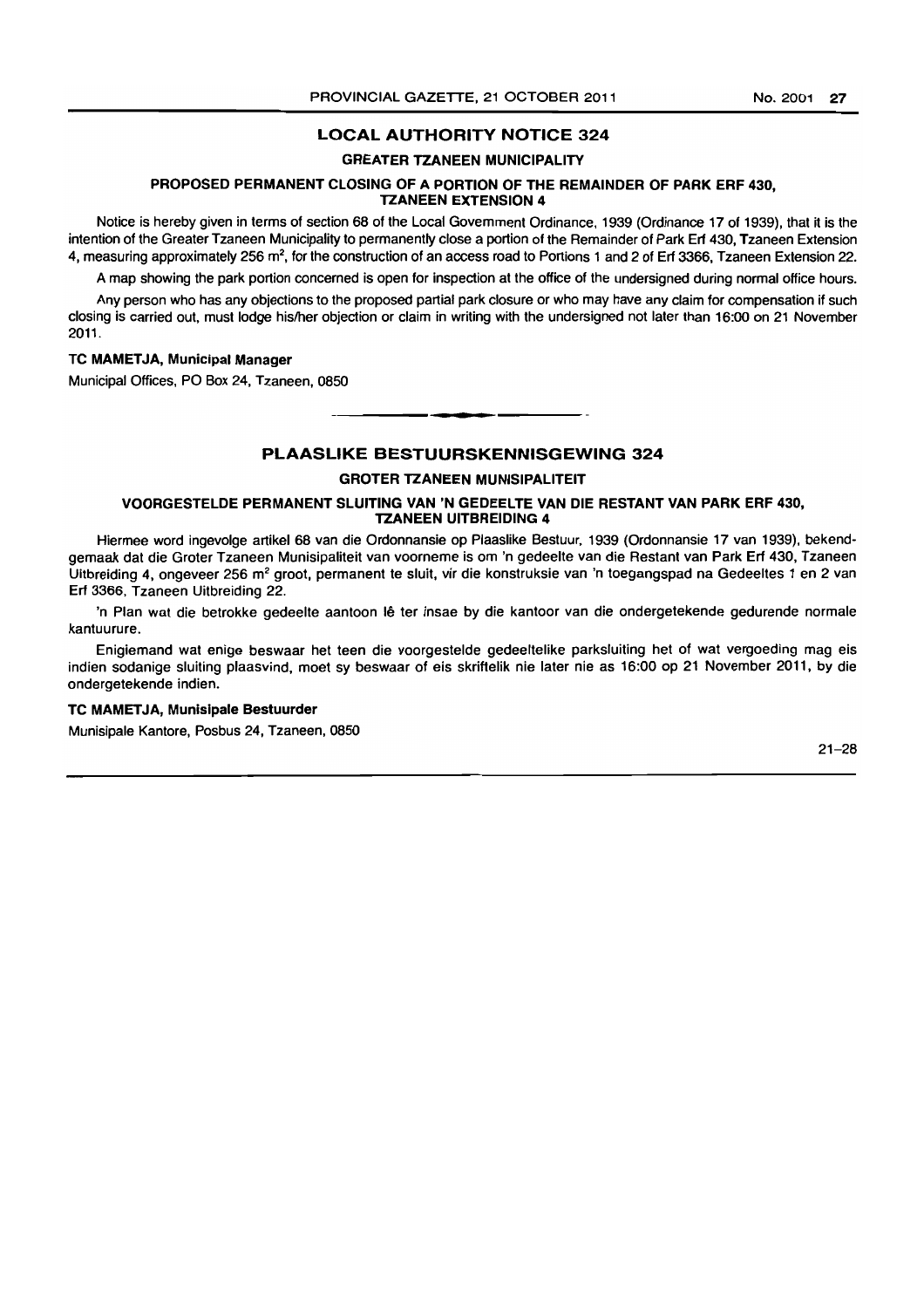## LOCAL AUTHORITY NOTICE 324

### GREATER TZANEEN MUNICIPALITY

### PROPOSED PERMANENT CLOSING OF A PORTION OF THE REMAINDER OF PARK ERF 430, TZANEEN EXTENSION 4

Notice is hereby given in terms of section 68 of the Local Government Ordinance, 1939 (Ordinance 17 of 1939), that it is the intention of the Greater Tzaneen Municipality to permanently close a portion of the Remainder of Park Erf 430, Tzaneen Extension 4, measuring approximately 256 m², for the construction of an access road to Portions 1 and 2 of Erf 3366, Tzaneen Extension 22.

A map showing the park portion concerned is open for inspection at the office of the undersigned during normal office hours.

Any person who has any objections to the proposed partial park closure or who may have any claim for compensation if such closing is carried out, must lodge his/her objection or claim in writing with the undersigned not later than 16:00 on 21 November 2011.

**TC MAMETJA, Municipal Manager**

Municipal Offices, PO Box 24, Tzaneen, 0850

---

## PLAASLIKE BESTUURSKENNISGEWING 324

### GROTER TZANEEN MUNISIPALITEIT

### VOORGESTELDE PERMANENT SLUITING VAN 'N GEDEELTE VAN DIE RESTANT VAN PARK ERF 430, TZANEEN UITBREIDING 4

Hiermee word ingevolge artikel 68 van die Ordonnansie op Plaaslike Bestuur, 1939 (Ordonnansie 17 van 1939), bekendgemaak dat die Groter Tzaneen Munisipaliteit van voorneme is om 'n gedeelte van die Restant van Park Erf 430, Tzaneen Uitbreiding 4, ongeveer 256 m² groot, permanent te sluit, vir die konstruksie van 'n toegangspad na Gedeeltes 1 en 2 van Erf 3366, Tzaneen Uitbreiding 22.

'n Plan wat die betrokke gedeelte aantoon lê ter insae by die kantoor van die ondergetekende gedurende normale kantuurure.

Enigiemand wat enige beswaar het teen die voorgestelde gedeeltelike parksluiting het of wat vergoeding mag eis indien sodanige sluiting plaasvind, moet sy beswaar of eis skriftelik nie later nie as 16:00 op 21 November 2011, by die ondergetekende indien.

**TC MAMETJA, Munisipale Bestuurder**

Munisipale Kantore, Posbus 24, Tzaneen, 0850

21–28